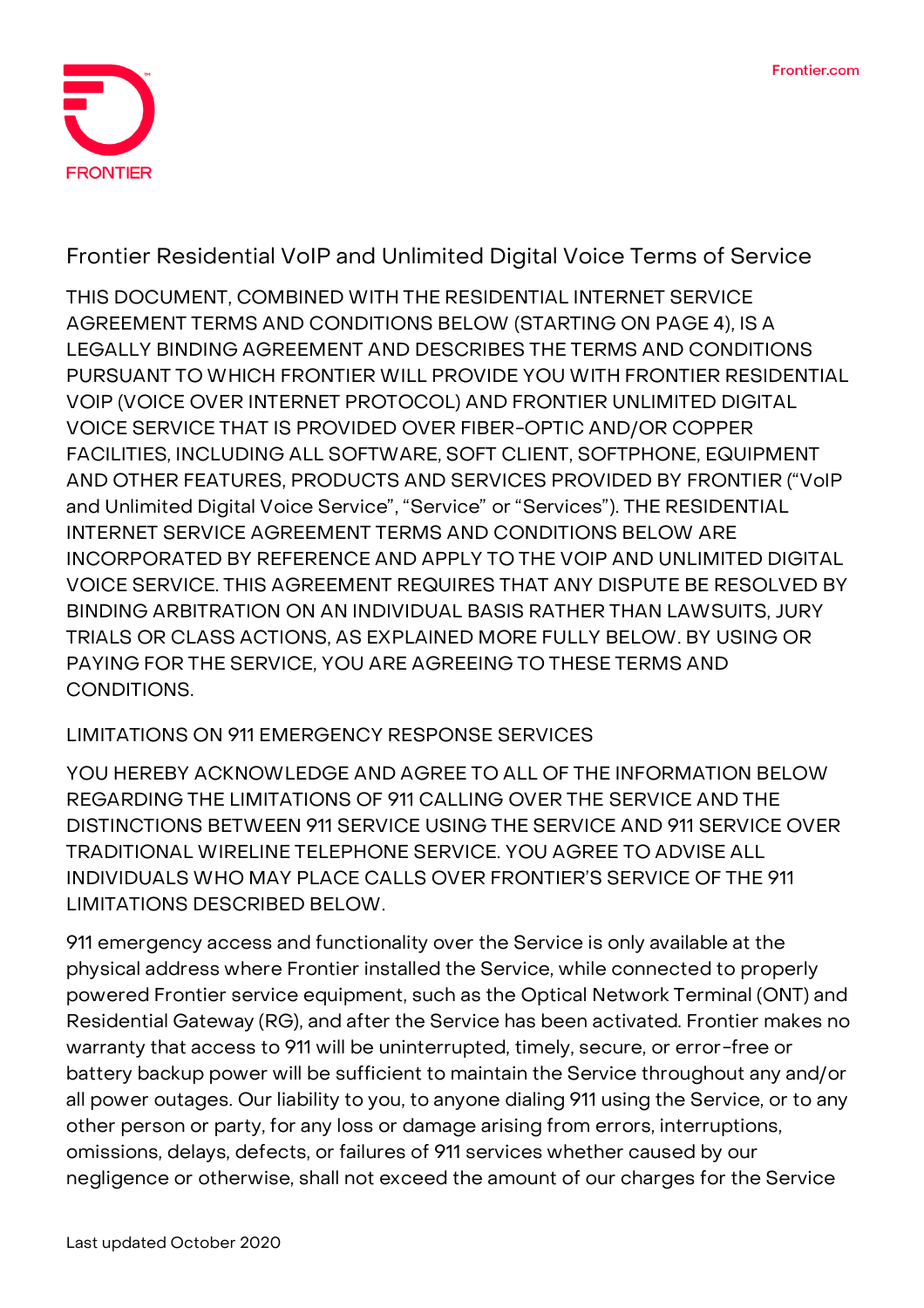# Frontier Residential VoIP and Unlimited Digital Voice Terms of Service

THIS DOCUMENT, COMBINED WITH THE RESIDENTIAL INTERNET SERVICE AGREEMENT TERMS AND CONDITIONS BELOW (STARTING ON PAGE 4), IS A LEGALLY BINDING AGREEMENT AND DESCRIBES THE TERMS AND CONDITIONS PURSUANT TO WHICH FRONTIER WILL PROVIDE YOU WITH FRONTIER RESIDENTIAL VOIP (VOICE OVER INTERNET PROTOCOL) AND FRONTIER UNLIMITED DIGITAL VOICE SERVICE THAT IS PROVIDED OVER FIBER-OPTIC AND/OR COPPER FACILITIES, INCLUDING ALL SOFTWARE, SOFT CLIENT, SOFTPHONE, EQUIPMENT AND OTHER FEATURES, PRODUCTS AND SERVICES PROVIDED BY FRONTIER ("VoIP and Unlimited Digital Voice Service", "Service" or "Services"). THE RESIDENTIAL INTERNET SERVICE AGREEMENT TERMS AND CONDITIONS BELOW ARE INCORPORATED BY REFERENCE AND APPLY TO THE VOIP AND UNLIMITED DIGITAL VOICE SERVICE. THIS AGREEMENT REQUIRES THAT ANY DISPUTE BE RESOLVED BY BINDING ARBITRATION ON AN INDIVIDUAL BASIS RATHER THAN LAWSUITS, JURY TRIALS OR CLASS ACTIONS, AS EXPLAINED MORE FULLY BELOW. BY USING OR PAYING FOR THE SERVICE, YOU ARE AGREEING TO THESE TERMS AND CONDITIONS.

## LIMITATIONS ON 911 EMERGENCY RESPONSE SERVICES

YOU HEREBY ACKNOWLEDGE AND AGREE TO ALL OF THE INFORMATION BELOW REGARDING THE LIMITATIONS OF 911 CALLING OVER THE SERVICE AND THE DISTINCTIONS BETWEEN 911 SERVICE USING THE SERVICE AND 911 SERVICE OVER TRADITIONAL WIRELINE TELEPHONE SERVICE. YOU AGREE TO ADVISE ALL INDIVIDUALS WHO MAY PLACE CALLS OVER FRONTIER'S SERVICE OF THE 911 LIMITATIONS DESCRIBED BELOW.

911 emergency access and functionality over the Service is only available at the physical address where Frontier installed the Service, while connected to properly powered Frontier service equipment, such as the Optical Network Terminal (ONT) and Residential Gateway (RG), and after the Service has been activated. Frontier makes no warranty that access to 911 will be uninterrupted, timely, secure, or error-free or battery backup power will be sufficient to maintain the Service throughout any and/or all power outages. Our liability to you, to anyone dialing 911 using the Service, or to any other person or party, for any loss or damage arising from errors, interruptions, omissions, delays, defects, or failures of 911 services whether caused by our negligence or otherwise, shall not exceed the amount of our charges for the Service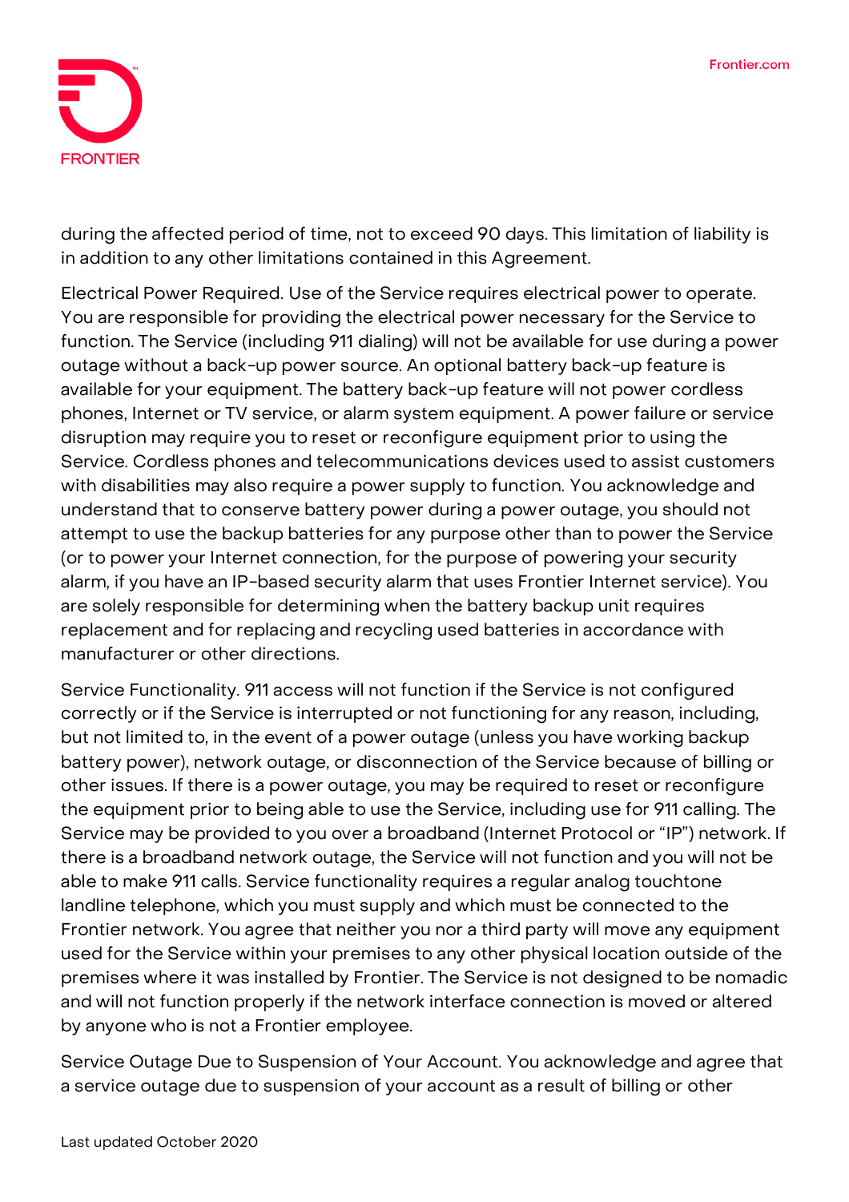during the affected period of time, not to exceed 90 days. This limitation of liability is in addition to any other limitations contained in this Agreement.

Electrical Power Required. Use of the Service requires electrical power to operate. You are responsible for providing the electrical power necessary for the Service to function. The Service (including 911 dialing) will not be available for use during a power outage without a back-up power source. An optional battery back-up feature is available for your equipment. The battery back-up feature will not power cordless phones, Internet or TV service, or alarm system equipment. A power failure or service disruption may require you to reset or reconfigure equipment prior to using the Service. Cordless phones and telecommunications devices used to assist customers with disabilities may also require a power supply to function. You acknowledge and understand that to conserve battery power during a power outage, you should not attempt to use the backup batteries for any purpose other than to power the Service (or to power your Internet connection, for the purpose of powering your security alarm, if you have an IP-based security alarm that uses Frontier Internet service). You are solely responsible for determining when the battery backup unit requires replacement and for replacing and recycling used batteries in accordance with manufacturer or other directions.

Service Functionality. 911 access will not function if the Service is not configured correctly or if the Service is interrupted or not functioning for any reason, including, but not limited to, in the event of a power outage (unless you have working backup battery power), network outage, or disconnection of the Service because of billing or other issues. If there is a power outage, you may be required to reset or reconfigure the equipment prior to being able to use the Service, including use for 911 calling. The Service may be provided to you over a broadband (Internet Protocol or "IP") network. If there is a broadband network outage, the Service will not function and you will not be able to make 911 calls. Service functionality requires a regular analog touchtone landline telephone, which you must supply and which must be connected to the Frontier network. You agree that neither you nor a third party will move any equipment used for the Service within your premises to any other physical location outside of the premises where it was installed by Frontier. The Service is not designed to be nomadic and will not function properly if the network interface connection is moved or altered by anyone who is not a Frontier employee.

Service Outage Due to Suspension of Your Account. You acknowledge and agree that a service outage due to suspension of your account as a result of billing or other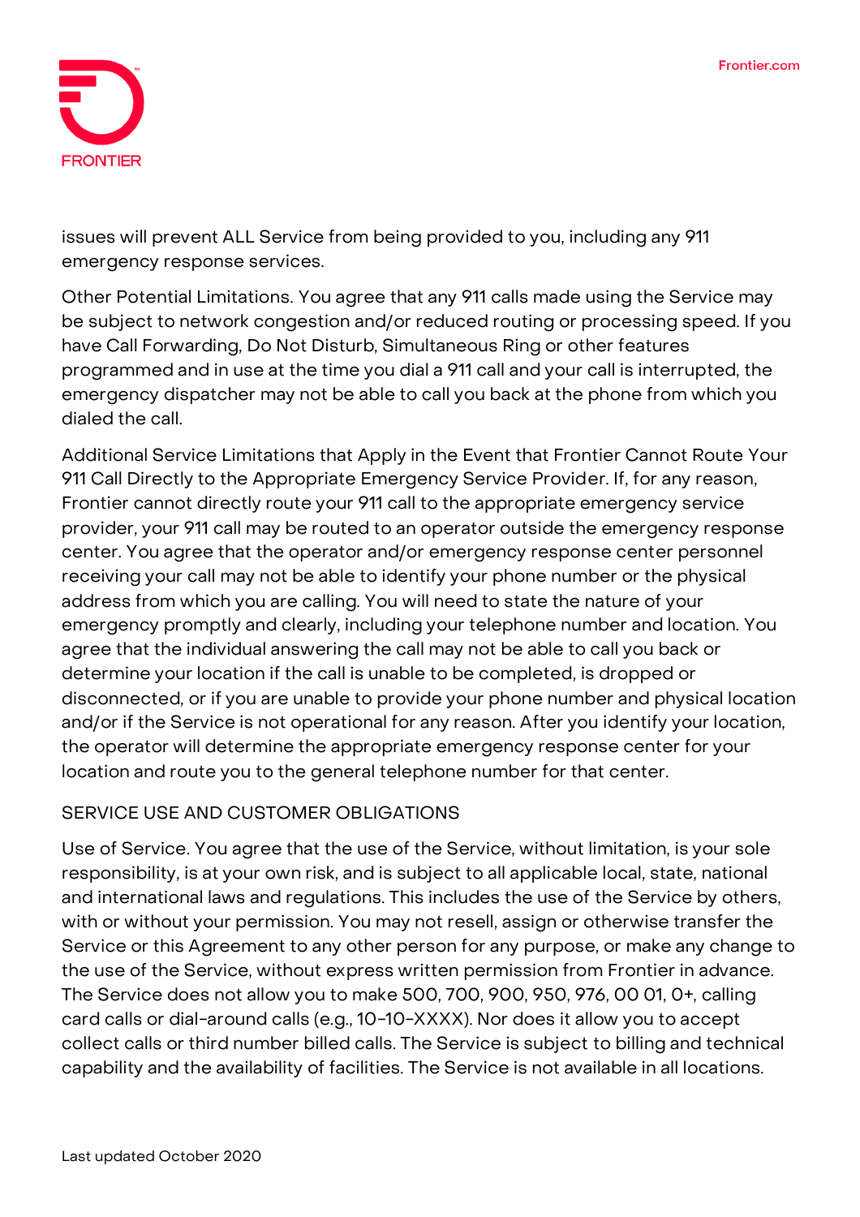issues will prevent ALL Service from being provided to you, including any 911 emergency response services.

Other Potential Limitations. You agree that any 911 calls made using the Service may be subject to network congestion and/or reduced routing or processing speed. If you have Call Forwarding, Do Not Disturb, Simultaneous Ring or other features programmed and in use at the time you dial a 911 call and your call is interrupted, the emergency dispatcher may not be able to call you back at the phone from which you dialed the call.

Additional Service Limitations that Apply in the Event that Frontier Cannot Route Your 911 Call Directly to the Appropriate Emergency Service Provider. If, for any reason, Frontier cannot directly route your 911 call to the appropriate emergency service provider, your 911 call may be routed to an operator outside the emergency response center. You agree that the operator and/or emergency response center personnel receiving your call may not be able to identify your phone number or the physical address from which you are calling. You will need to state the nature of your emergency promptly and clearly, including your telephone number and location. You agree that the individual answering the call may not be able to call you back or determine your location if the call is unable to be completed, is dropped or disconnected, or if you are unable to provide your phone number and physical location and/or if the Service is not operational for any reason. After you identify your location, the operator will determine the appropriate emergency response center for your location and route you to the general telephone number for that center.

## SERVICE USE AND CUSTOMER OBLIGATIONS

Use of Service. You agree that the use of the Service, without limitation, is your sole responsibility, is at your own risk, and is subject to all applicable local, state, national and international laws and regulations. This includes the use of the Service by others, with or without your permission. You may not resell, assign or otherwise transfer the Service or this Agreement to any other person for any purpose, or make any change to the use of the Service, without express written permission from Frontier in advance. The Service does not allow you to make 500, 700, 900, 950, 976, 00 01, 0+, calling card calls or dial-around calls (e.g., 10-10-XXXX). Nor does it allow you to accept collect calls or third number billed calls. The Service is subject to billing and technical capability and the availability of facilities. The Service is not available in all locations.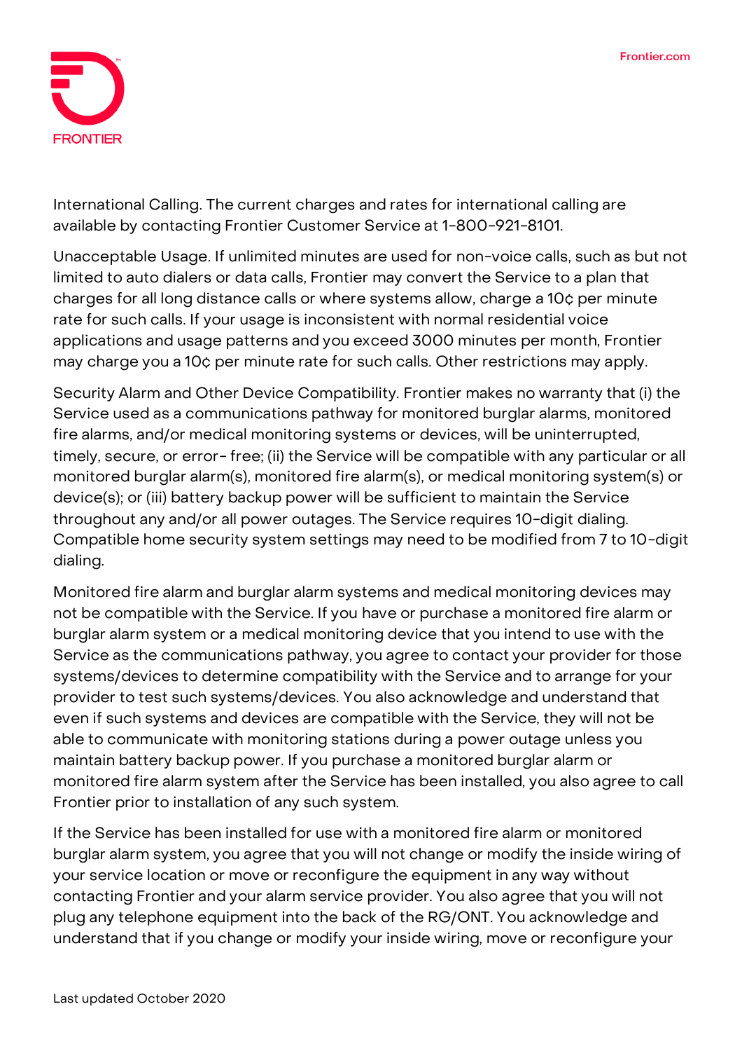International Calling. The current charges and rates for international calling are available by contacting Frontier Customer Service at 1-800-921-8101.

Unacceptable Usage. If unlimited minutes are used for non-voice calls, such as but not limited to auto dialers or data calls, Frontier may convert the Service to a plan that charges for all long distance calls or where systems allow, charge a 10¢ per minute rate for such calls. If your usage is inconsistent with normal residential voice applications and usage patterns and you exceed 3000 minutes per month, Frontier may charge you a 10¢ per minute rate for such calls. Other restrictions may apply.

Security Alarm and Other Device Compatibility. Frontier makes no warranty that (i) the Service used as a communications pathway for monitored burglar alarms, monitored fire alarms, and/or medical monitoring systems or devices, will be uninterrupted, timely, secure, or error- free; (ii) the Service will be compatible with any particular or all monitored burglar alarm(s), monitored fire alarm(s), or medical monitoring system(s) or device(s); or (iii) battery backup power will be sufficient to maintain the Service throughout any and/or all power outages. The Service requires 10-digit dialing. Compatible home security system settings may need to be modified from 7 to 10-digit dialing.

Monitored fire alarm and burglar alarm systems and medical monitoring devices may not be compatible with the Service. If you have or purchase a monitored fire alarm or burglar alarm system or a medical monitoring device that you intend to use with the Service as the communications pathway, you agree to contact your provider for those systems/devices to determine compatibility with the Service and to arrange for your provider to test such systems/devices. You also acknowledge and understand that even if such systems and devices are compatible with the Service, they will not be able to communicate with monitoring stations during a power outage unless you maintain battery backup power. If you purchase a monitored burglar alarm or monitored fire alarm system after the Service has been installed, you also agree to call Frontier prior to installation of any such system.

If the Service has been installed for use with a monitored fire alarm or monitored burglar alarm system, you agree that you will not change or modify the inside wiring of your service location or move or reconfigure the equipment in any way without contacting Frontier and your alarm service provider. You also agree that you will not plug any telephone equipment into the back of the RG/ONT. You acknowledge and understand that if you change or modify your inside wiring, move or reconfigure your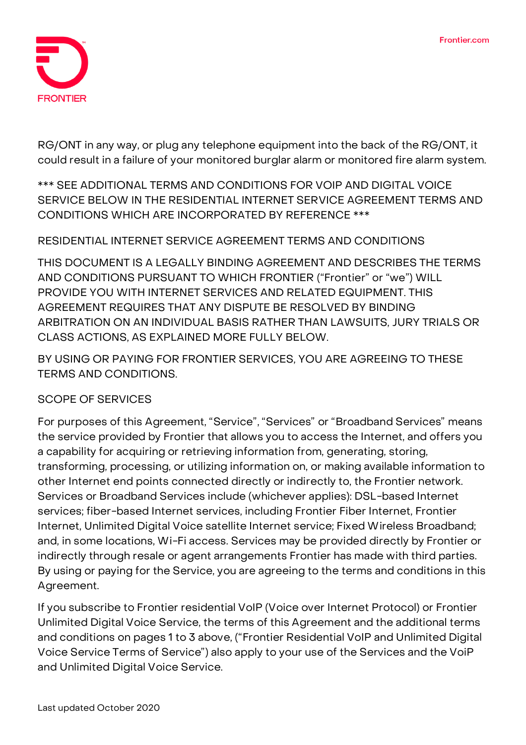RG/ONT in any way, or plug any telephone equipment into the back of the RG/ONT, it could result in a failure of your monitored burglar alarm or monitored fire alarm system.

*** SEE ADDITIONAL TERMS AND CONDITIONS FOR VOIP AND DIGITAL VOICE SERVICE BELOW IN THE RESIDENTIAL INTERNET SERVICE AGREEMENT TERMS AND CONDITIONS WHICH ARE INCORPORATED BY REFERENCE ***

## RESIDENTIAL INTERNET SERVICE AGREEMENT TERMS AND CONDITIONS

THIS DOCUMENT IS A LEGALLY BINDING AGREEMENT AND DESCRIBES THE TERMS AND CONDITIONS PURSUANT TO WHICH FRONTIER (“Frontier” or “we”) WILL PROVIDE YOU WITH INTERNET SERVICES AND RELATED EQUIPMENT. THIS AGREEMENT REQUIRES THAT ANY DISPUTE BE RESOLVED BY BINDING ARBITRATION ON AN INDIVIDUAL BASIS RATHER THAN LAWSUITS, JURY TRIALS OR CLASS ACTIONS, AS EXPLAINED MORE FULLY BELOW.

BY USING OR PAYING FOR FRONTIER SERVICES, YOU ARE AGREEING TO THESE TERMS AND CONDITIONS.

### SCOPE OF SERVICES

For purposes of this Agreement, “Service”, “Services” or “Broadband Services” means the service provided by Frontier that allows you to access the Internet, and offers you a capability for acquiring or retrieving information from, generating, storing, transforming, processing, or utilizing information on, or making available information to other Internet end points connected directly or indirectly to, the Frontier network. Services or Broadband Services include (whichever applies): DSL-based Internet services; fiber-based Internet services, including Frontier Fiber Internet, Frontier Internet, Unlimited Digital Voice satellite Internet service; Fixed Wireless Broadband; and, in some locations, Wi-Fi access. Services may be provided directly by Frontier or indirectly through resale or agent arrangements Frontier has made with third parties. By using or paying for the Service, you are agreeing to the terms and conditions in this Agreement.

If you subscribe to Frontier residential VoIP (Voice over Internet Protocol) or Frontier Unlimited Digital Voice Service, the terms of this Agreement and the additional terms and conditions on pages 1 to 3 above, (“Frontier Residential VoIP and Unlimited Digital Voice Service Terms of Service”) also apply to your use of the Services and the VoiP and Unlimited Digital Voice Service.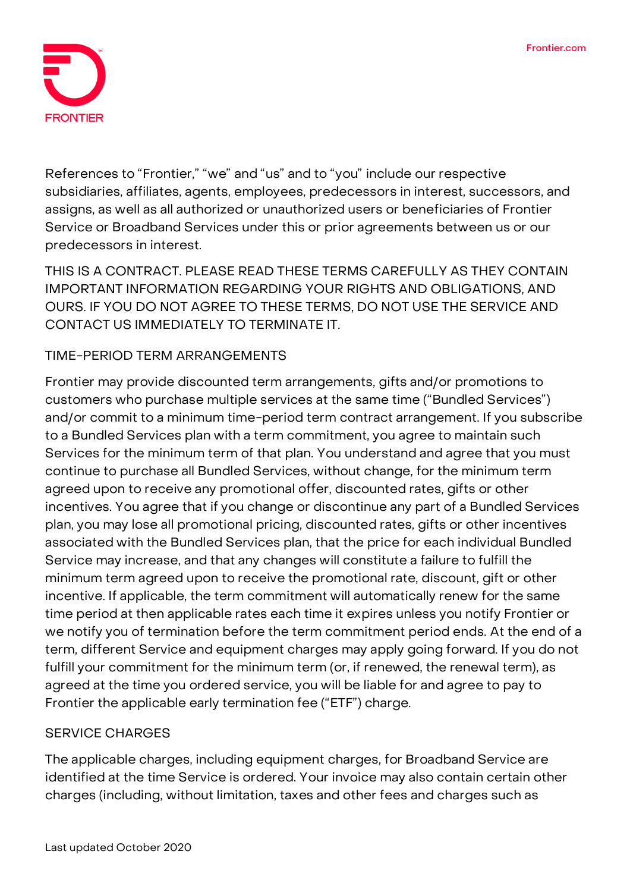References to "Frontier," "we" and "us" and to "you" include our respective subsidiaries, affiliates, agents, employees, predecessors in interest, successors, and assigns, as well as all authorized or unauthorized users or beneficiaries of Frontier Service or Broadband Services under this or prior agreements between us or our predecessors in interest.

THIS IS A CONTRACT. PLEASE READ THESE TERMS CAREFULLY AS THEY CONTAIN IMPORTANT INFORMATION REGARDING YOUR RIGHTS AND OBLIGATIONS, AND OURS. IF YOU DO NOT AGREE TO THESE TERMS, DO NOT USE THE SERVICE AND CONTACT US IMMEDIATELY TO TERMINATE IT.

## TIME-PERIOD TERM ARRANGEMENTS

Frontier may provide discounted term arrangements, gifts and/or promotions to customers who purchase multiple services at the same time ("Bundled Services") and/or commit to a minimum time-period term contract arrangement. If you subscribe to a Bundled Services plan with a term commitment, you agree to maintain such Services for the minimum term of that plan. You understand and agree that you must continue to purchase all Bundled Services, without change, for the minimum term agreed upon to receive any promotional offer, discounted rates, gifts or other incentives. You agree that if you change or discontinue any part of a Bundled Services plan, you may lose all promotional pricing, discounted rates, gifts or other incentives associated with the Bundled Services plan, that the price for each individual Bundled Service may increase, and that any changes will constitute a failure to fulfill the minimum term agreed upon to receive the promotional rate, discount, gift or other incentive. If applicable, the term commitment will automatically renew for the same time period at then applicable rates each time it expires unless you notify Frontier or we notify you of termination before the term commitment period ends. At the end of a term, different Service and equipment charges may apply going forward. If you do not fulfill your commitment for the minimum term (or, if renewed, the renewal term), as agreed at the time you ordered service, you will be liable for and agree to pay to Frontier the applicable early termination fee ("ETF") charge.

## SERVICE CHARGES

The applicable charges, including equipment charges, for Broadband Service are identified at the time Service is ordered. Your invoice may also contain certain other charges (including, without limitation, taxes and other fees and charges such as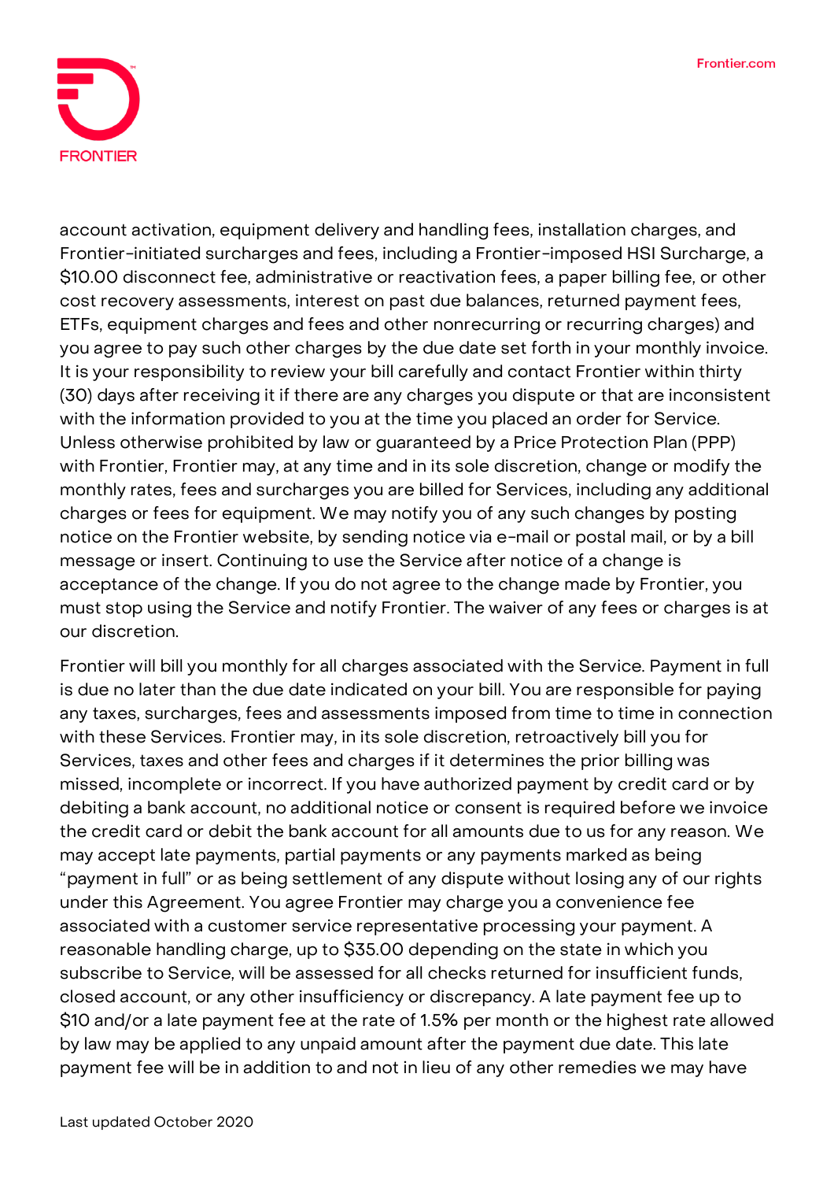account activation, equipment delivery and handling fees, installation charges, and Frontier-initiated surcharges and fees, including a Frontier-imposed HSI Surcharge, a $10.00 disconnect fee, administrative or reactivation fees, a paper billing fee, or other cost recovery assessments, interest on past due balances, returned payment fees, ETFs, equipment charges and fees and other nonrecurring or recurring charges) and you agree to pay such other charges by the due date set forth in your monthly invoice. It is your responsibility to review your bill carefully and contact Frontier within thirty (30) days after receiving it if there are any charges you dispute or that are inconsistent with the information provided to you at the time you placed an order for Service. Unless otherwise prohibited by law or guaranteed by a Price Protection Plan (PPP) with Frontier, Frontier may, at any time and in its sole discretion, change or modify the monthly rates, fees and surcharges you are billed for Services, including any additional charges or fees for equipment. We may notify you of any such changes by posting notice on the Frontier website, by sending notice via e-mail or postal mail, or by a bill message or insert. Continuing to use the Service after notice of a change is acceptance of the change. If you do not agree to the change made by Frontier, you must stop using the Service and notify Frontier. The waiver of any fees or charges is at our discretion.

Frontier will bill you monthly for all charges associated with the Service. Payment in full is due no later than the due date indicated on your bill. You are responsible for paying any taxes, surcharges, fees and assessments imposed from time to time in connection with these Services. Frontier may, in its sole discretion, retroactively bill you for Services, taxes and other fees and charges if it determines the prior billing was missed, incomplete or incorrect. If you have authorized payment by credit card or by debiting a bank account, no additional notice or consent is required before we invoice the credit card or debit the bank account for all amounts due to us for any reason. We may accept late payments, partial payments or any payments marked as being "payment in full" or as being settlement of any dispute without losing any of our rights under this Agreement. You agree Frontier may charge you a convenience fee associated with a customer service representative processing your payment. A reasonable handling charge, up to $35.00 depending on the state in which you subscribe to Service, will be assessed for all checks returned for insufficient funds, closed account, or any other insufficiency or discrepancy. A late payment fee up to $10 and/or a late payment fee at the rate of 1.5% per month or the highest rate allowed by law may be applied to any unpaid amount after the payment due date. This late payment fee will be in addition to and not in lieu of any other remedies we may have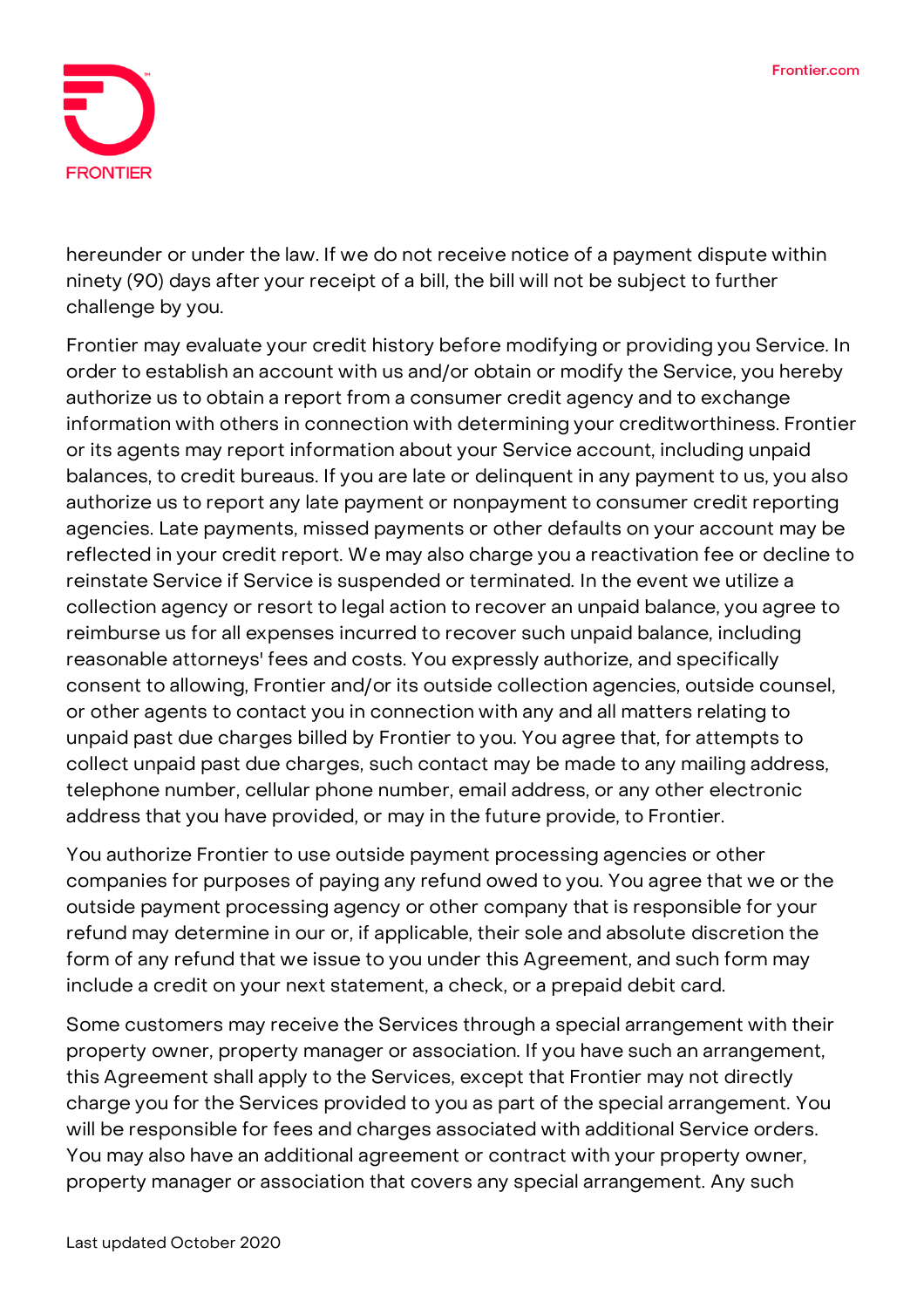hereunder or under the law. If we do not receive notice of a payment dispute within ninety (90) days after your receipt of a bill, the bill will not be subject to further challenge by you.

Frontier may evaluate your credit history before modifying or providing you Service. In order to establish an account with us and/or obtain or modify the Service, you hereby authorize us to obtain a report from a consumer credit agency and to exchange information with others in connection with determining your creditworthiness. Frontier or its agents may report information about your Service account, including unpaid balances, to credit bureaus. If you are late or delinquent in any payment to us, you also authorize us to report any late payment or nonpayment to consumer credit reporting agencies. Late payments, missed payments or other defaults on your account may be reflected in your credit report. We may also charge you a reactivation fee or decline to reinstate Service if Service is suspended or terminated. In the event we utilize a collection agency or resort to legal action to recover an unpaid balance, you agree to reimburse us for all expenses incurred to recover such unpaid balance, including reasonable attorneys' fees and costs. You expressly authorize, and specifically consent to allowing, Frontier and/or its outside collection agencies, outside counsel, or other agents to contact you in connection with any and all matters relating to unpaid past due charges billed by Frontier to you. You agree that, for attempts to collect unpaid past due charges, such contact may be made to any mailing address, telephone number, cellular phone number, email address, or any other electronic address that you have provided, or may in the future provide, to Frontier.

You authorize Frontier to use outside payment processing agencies or other companies for purposes of paying any refund owed to you. You agree that we or the outside payment processing agency or other company that is responsible for your refund may determine in our or, if applicable, their sole and absolute discretion the form of any refund that we issue to you under this Agreement, and such form may include a credit on your next statement, a check, or a prepaid debit card.

Some customers may receive the Services through a special arrangement with their property owner, property manager or association. If you have such an arrangement, this Agreement shall apply to the Services, except that Frontier may not directly charge you for the Services provided to you as part of the special arrangement. You will be responsible for fees and charges associated with additional Service orders. You may also have an additional agreement or contract with your property owner, property manager or association that covers any special arrangement. Any such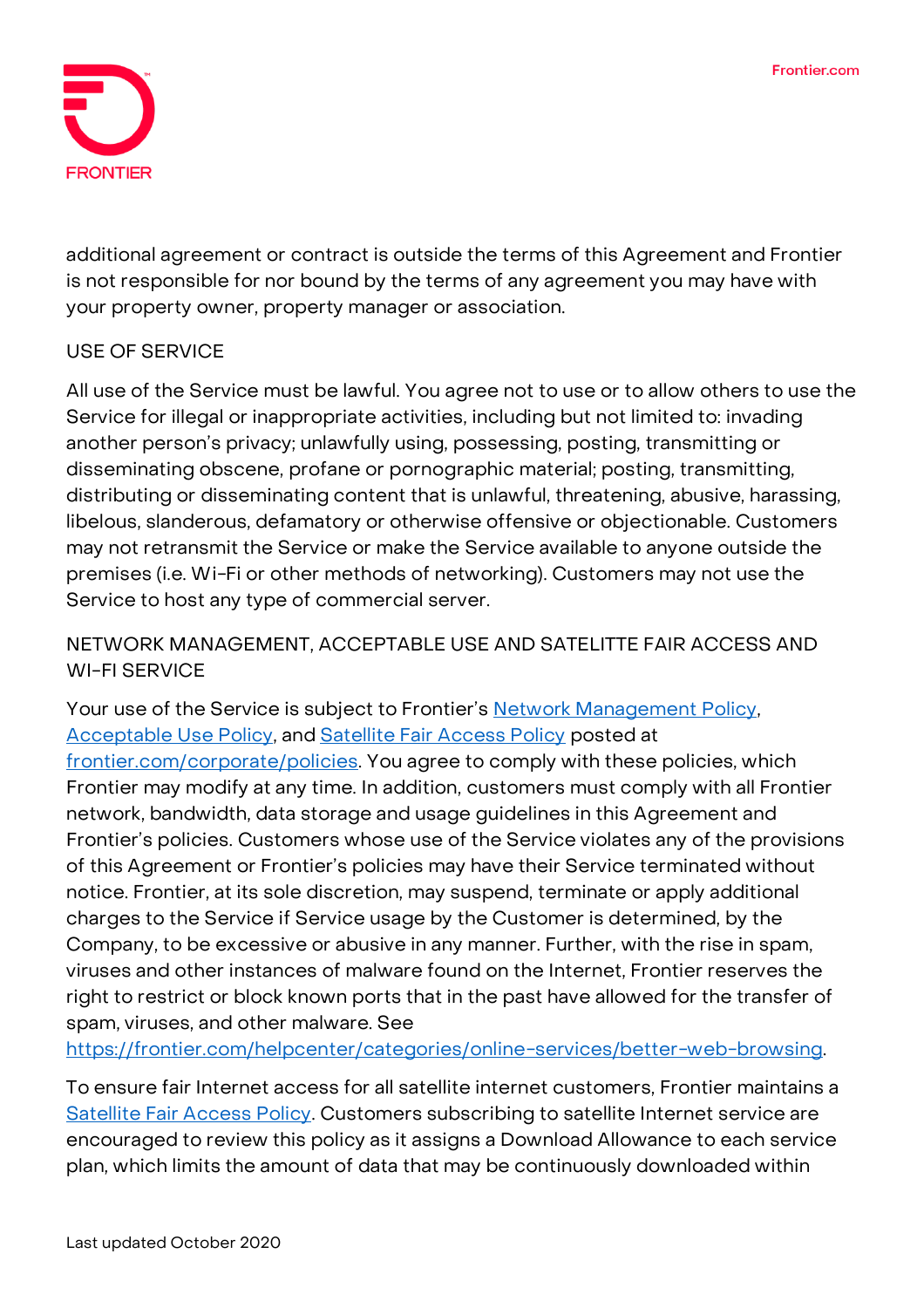additional agreement or contract is outside the terms of this Agreement and Frontier is not responsible for nor bound by the terms of any agreement you may have with your property owner, property manager or association.

## USE OF SERVICE

All use of the Service must be lawful. You agree not to use or to allow others to use the Service for illegal or inappropriate activities, including but not limited to: invading another person's privacy; unlawfully using, possessing, posting, transmitting or disseminating obscene, profane or pornographic material; posting, transmitting, distributing or disseminating content that is unlawful, threatening, abusive, harassing, libelous, slanderous, defamatory or otherwise offensive or objectionable. Customers may not retransmit the Service or make the Service available to anyone outside the premises (i.e. Wi-Fi or other methods of networking). Customers may not use the Service to host any type of commercial server.

## NETWORK MANAGEMENT, ACCEPTABLE USE AND SATELITTE FAIR ACCESS AND WI-FI SERVICE

Your use of the Service is subject to Frontier's [Network Management Policy](), [Acceptable Use Policy](), and [Satellite Fair Access Policy]() posted at [frontier.com/corporate/policies](). You agree to comply with these policies, which Frontier may modify at any time. In addition, customers must comply with all Frontier network, bandwidth, data storage and usage guidelines in this Agreement and Frontier's policies. Customers whose use of the Service violates any of the provisions of this Agreement or Frontier's policies may have their Service terminated without notice. Frontier, at its sole discretion, may suspend, terminate or apply additional charges to the Service if Service usage by the Customer is determined, by the Company, to be excessive or abusive in any manner. Further, with the rise in spam, viruses and other instances of malware found on the Internet, Frontier reserves the right to restrict or block known ports that in the past have allowed for the transfer of spam, viruses, and other malware. See [https://frontier.com/helpcenter/categories/online-services/better-web-browsing]().

To ensure fair Internet access for all satellite internet customers, Frontier maintains a [Satellite Fair Access Policy](). Customers subscribing to satellite Internet service are encouraged to review this policy as it assigns a Download Allowance to each service plan, which limits the amount of data that may be continuously downloaded within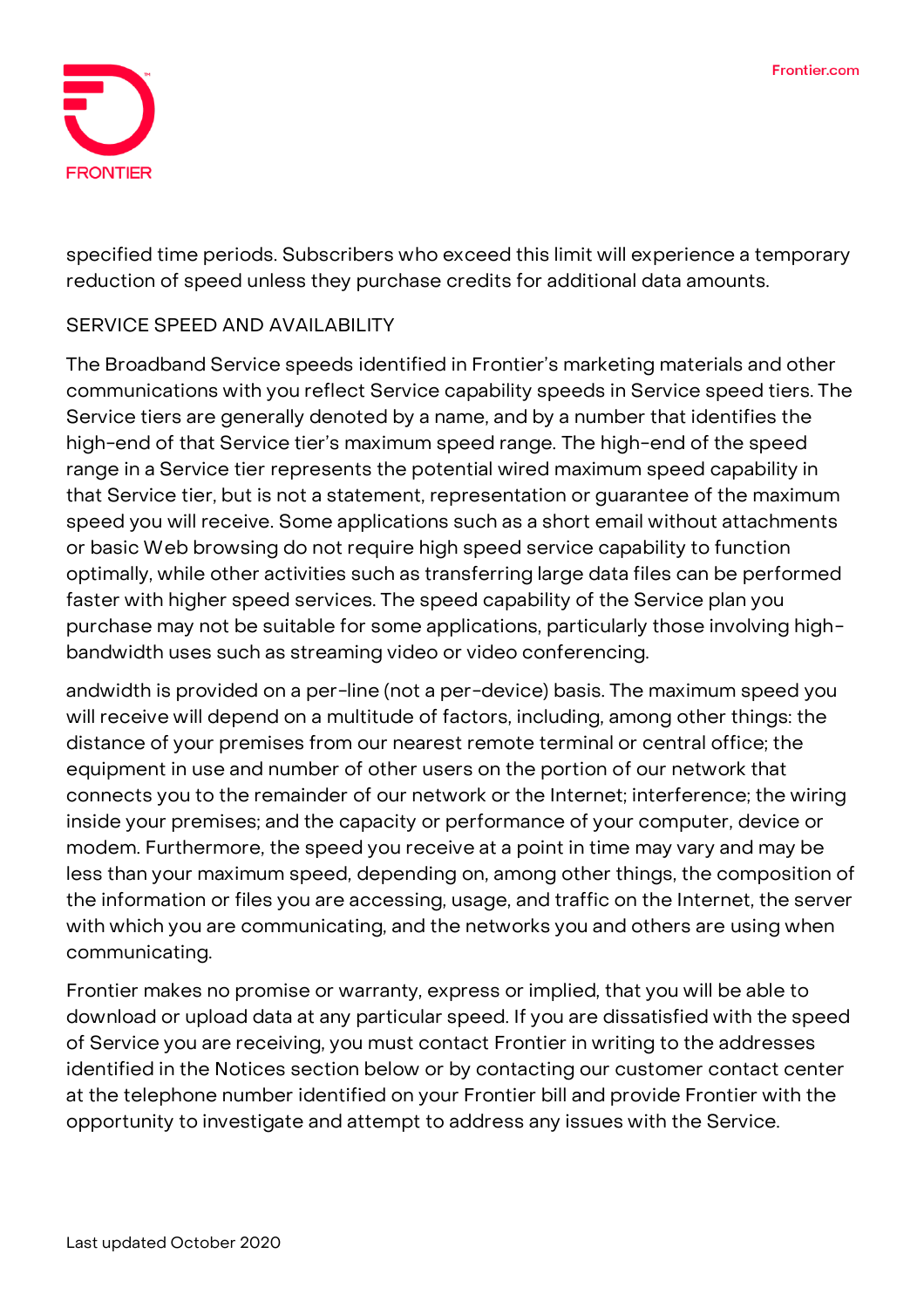specified time periods. Subscribers who exceed this limit will experience a temporary reduction of speed unless they purchase credits for additional data amounts.

## SERVICE SPEED AND AVAILABILITY

The Broadband Service speeds identified in Frontier's marketing materials and other communications with you reflect Service capability speeds in Service speed tiers. The Service tiers are generally denoted by a name, and by a number that identifies the high-end of that Service tier's maximum speed range. The high-end of the speed range in a Service tier represents the potential wired maximum speed capability in that Service tier, but is not a statement, representation or guarantee of the maximum speed you will receive. Some applications such as a short email without attachments or basic Web browsing do not require high speed service capability to function optimally, while other activities such as transferring large data files can be performed faster with higher speed services. The speed capability of the Service plan you purchase may not be suitable for some applications, particularly those involving high-bandwidth uses such as streaming video or video conferencing.

andwidth is provided on a per-line (not a per-device) basis. The maximum speed you will receive will depend on a multitude of factors, including, among other things: the distance of your premises from our nearest remote terminal or central office; the equipment in use and number of other users on the portion of our network that connects you to the remainder of our network or the Internet; interference; the wiring inside your premises; and the capacity or performance of your computer, device or modem. Furthermore, the speed you receive at a point in time may vary and may be less than your maximum speed, depending on, among other things, the composition of the information or files you are accessing, usage, and traffic on the Internet, the server with which you are communicating, and the networks you and others are using when communicating.

Frontier makes no promise or warranty, express or implied, that you will be able to download or upload data at any particular speed. If you are dissatisfied with the speed of Service you are receiving, you must contact Frontier in writing to the addresses identified in the Notices section below or by contacting our customer contact center at the telephone number identified on your Frontier bill and provide Frontier with the opportunity to investigate and attempt to address any issues with the Service.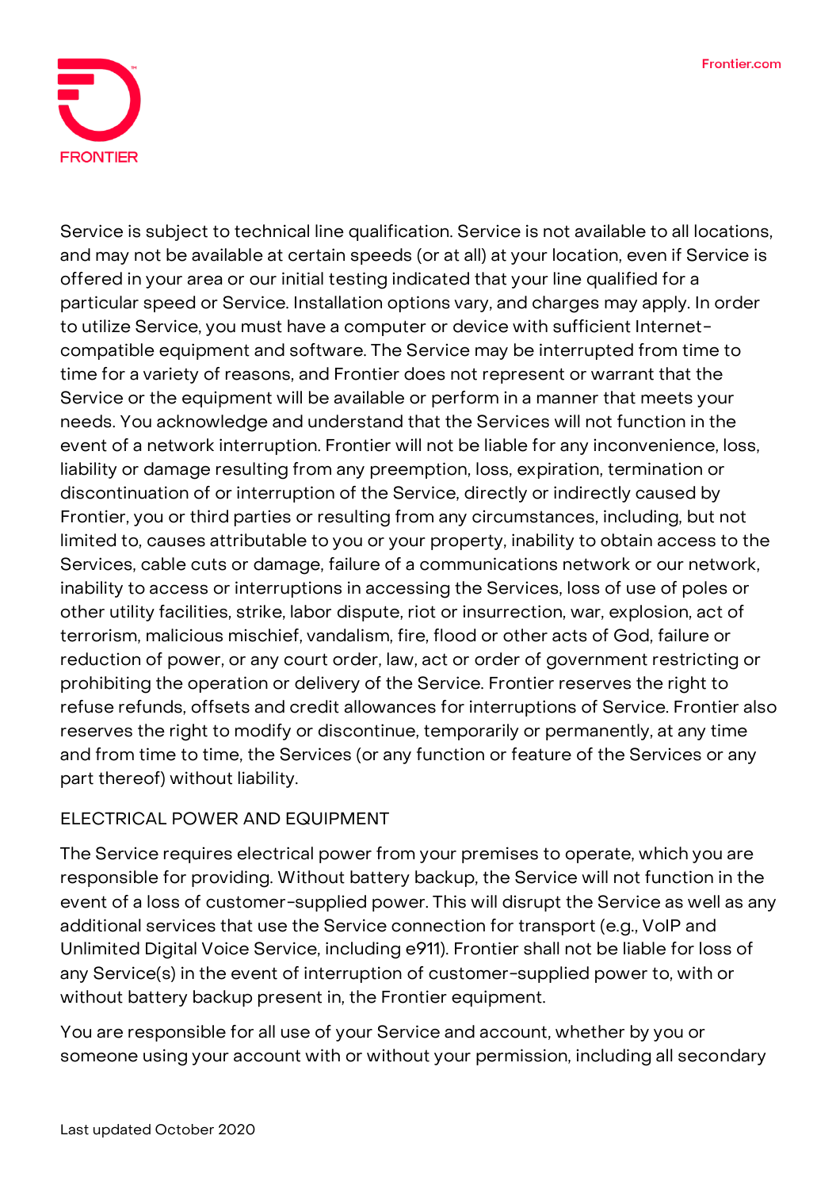Service is subject to technical line qualification. Service is not available to all locations, and may not be available at certain speeds (or at all) at your location, even if Service is offered in your area or our initial testing indicated that your line qualified for a particular speed or Service. Installation options vary, and charges may apply. In order to utilize Service, you must have a computer or device with sufficient Internet-compatible equipment and software. The Service may be interrupted from time to time for a variety of reasons, and Frontier does not represent or warrant that the Service or the equipment will be available or perform in a manner that meets your needs. You acknowledge and understand that the Services will not function in the event of a network interruption. Frontier will not be liable for any inconvenience, loss, liability or damage resulting from any preemption, loss, expiration, termination or discontinuation of or interruption of the Service, directly or indirectly caused by Frontier, you or third parties or resulting from any circumstances, including, but not limited to, causes attributable to you or your property, inability to obtain access to the Services, cable cuts or damage, failure of a communications network or our network, inability to access or interruptions in accessing the Services, loss of use of poles or other utility facilities, strike, labor dispute, riot or insurrection, war, explosion, act of terrorism, malicious mischief, vandalism, fire, flood or other acts of God, failure or reduction of power, or any court order, law, act or order of government restricting or prohibiting the operation or delivery of the Service. Frontier reserves the right to refuse refunds, offsets and credit allowances for interruptions of Service. Frontier also reserves the right to modify or discontinue, temporarily or permanently, at any time and from time to time, the Services (or any function or feature of the Services or any part thereof) without liability.

## ELECTRICAL POWER AND EQUIPMENT

The Service requires electrical power from your premises to operate, which you are responsible for providing. Without battery backup, the Service will not function in the event of a loss of customer-supplied power. This will disrupt the Service as well as any additional services that use the Service connection for transport (e.g., VoIP and Unlimited Digital Voice Service, including e911). Frontier shall not be liable for loss of any Service(s) in the event of interruption of customer-supplied power to, with or without battery backup present in, the Frontier equipment.

You are responsible for all use of your Service and account, whether by you or someone using your account with or without your permission, including all secondary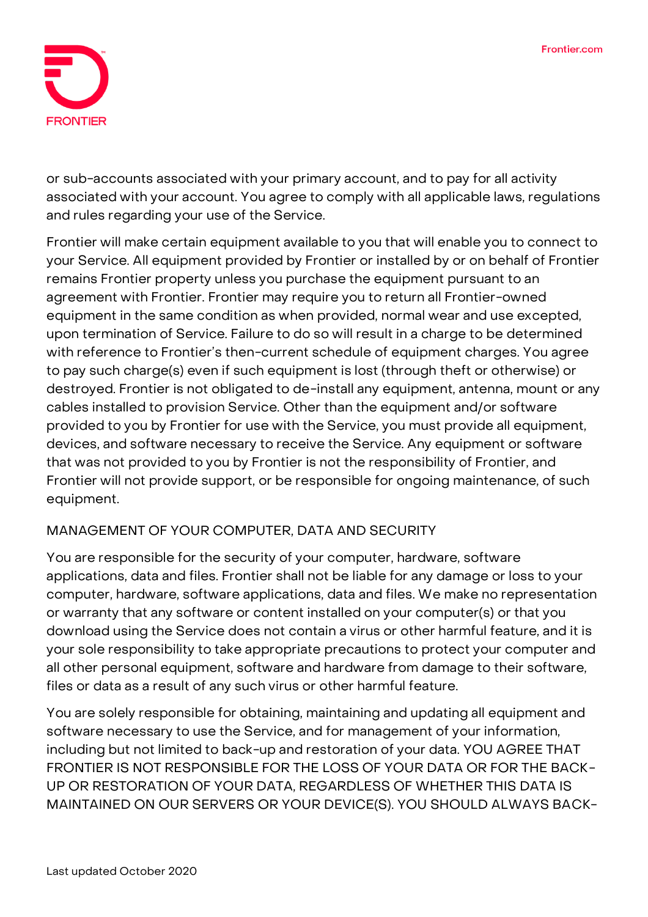or sub-accounts associated with your primary account, and to pay for all activity associated with your account. You agree to comply with all applicable laws, regulations and rules regarding your use of the Service.

Frontier will make certain equipment available to you that will enable you to connect to your Service. All equipment provided by Frontier or installed by or on behalf of Frontier remains Frontier property unless you purchase the equipment pursuant to an agreement with Frontier. Frontier may require you to return all Frontier-owned equipment in the same condition as when provided, normal wear and use excepted, upon termination of Service. Failure to do so will result in a charge to be determined with reference to Frontier's then-current schedule of equipment charges. You agree to pay such charge(s) even if such equipment is lost (through theft or otherwise) or destroyed. Frontier is not obligated to de-install any equipment, antenna, mount or any cables installed to provision Service. Other than the equipment and/or software provided to you by Frontier for use with the Service, you must provide all equipment, devices, and software necessary to receive the Service. Any equipment or software that was not provided to you by Frontier is not the responsibility of Frontier, and Frontier will not provide support, or be responsible for ongoing maintenance, of such equipment.

## MANAGEMENT OF YOUR COMPUTER, DATA AND SECURITY

You are responsible for the security of your computer, hardware, software applications, data and files. Frontier shall not be liable for any damage or loss to your computer, hardware, software applications, data and files. We make no representation or warranty that any software or content installed on your computer(s) or that you download using the Service does not contain a virus or other harmful feature, and it is your sole responsibility to take appropriate precautions to protect your computer and all other personal equipment, software and hardware from damage to their software, files or data as a result of any such virus or other harmful feature.

You are solely responsible for obtaining, maintaining and updating all equipment and software necessary to use the Service, and for management of your information, including but not limited to back-up and restoration of your data. YOU AGREE THAT FRONTIER IS NOT RESPONSIBLE FOR THE LOSS OF YOUR DATA OR FOR THE BACK-UP OR RESTORATION OF YOUR DATA, REGARDLESS OF WHETHER THIS DATA IS MAINTAINED ON OUR SERVERS OR YOUR DEVICE(S). YOU SHOULD ALWAYS BACK-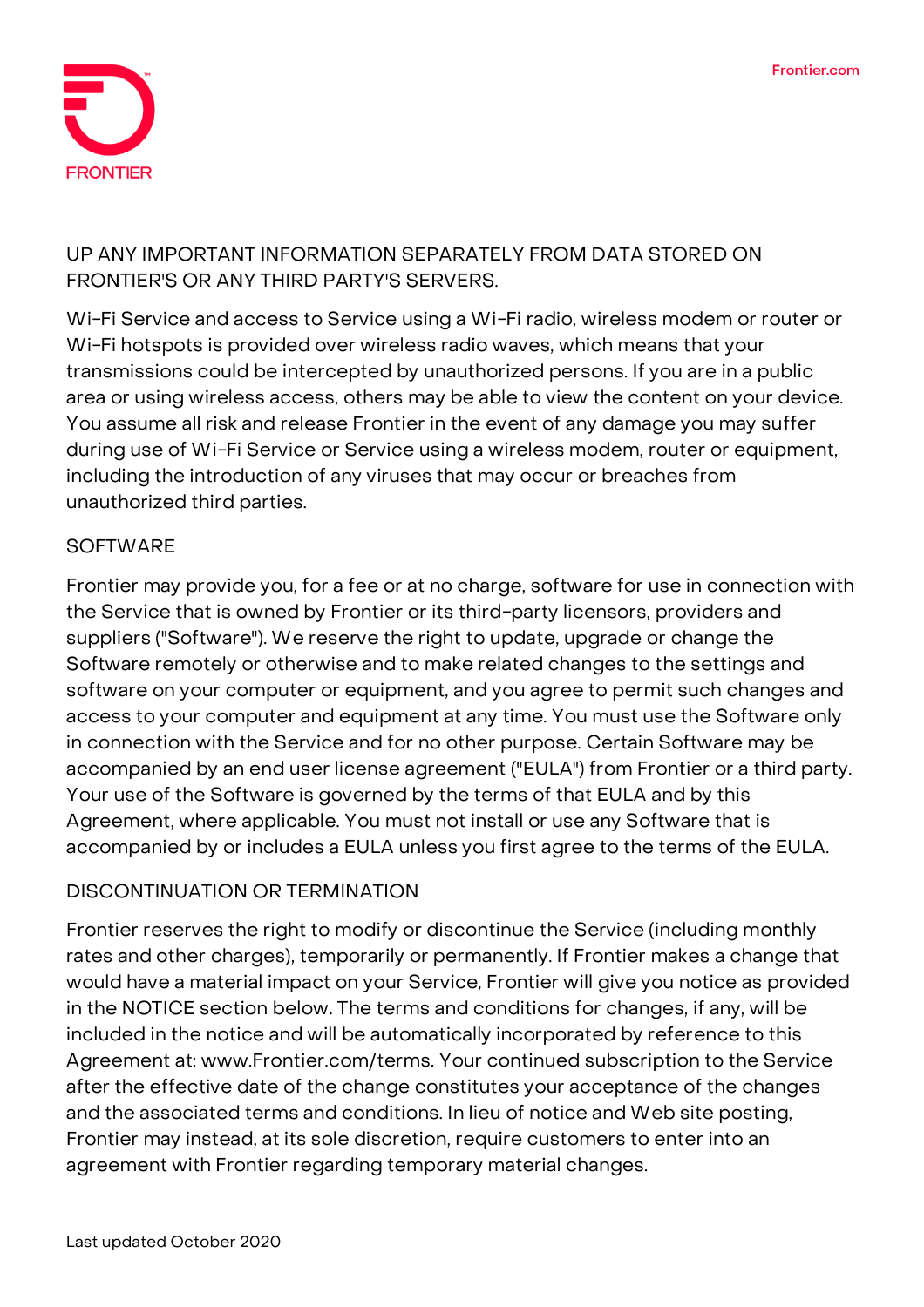UP ANY IMPORTANT INFORMATION SEPARATELY FROM DATA STORED ON FRONTIER'S OR ANY THIRD PARTY'S SERVERS.

Wi-Fi Service and access to Service using a Wi-Fi radio, wireless modem or router or Wi-Fi hotspots is provided over wireless radio waves, which means that your transmissions could be intercepted by unauthorized persons. If you are in a public area or using wireless access, others may be able to view the content on your device. You assume all risk and release Frontier in the event of any damage you may suffer during use of Wi-Fi Service or Service using a wireless modem, router or equipment, including the introduction of any viruses that may occur or breaches from unauthorized third parties.

## SOFTWARE

Frontier may provide you, for a fee or at no charge, software for use in connection with the Service that is owned by Frontier or its third-party licensors, providers and suppliers ("Software"). We reserve the right to update, upgrade or change the Software remotely or otherwise and to make related changes to the settings and software on your computer or equipment, and you agree to permit such changes and access to your computer and equipment at any time. You must use the Software only in connection with the Service and for no other purpose. Certain Software may be accompanied by an end user license agreement ("EULA") from Frontier or a third party. Your use of the Software is governed by the terms of that EULA and by this Agreement, where applicable. You must not install or use any Software that is accompanied by or includes a EULA unless you first agree to the terms of the EULA.

## DISCONTINUATION OR TERMINATION

Frontier reserves the right to modify or discontinue the Service (including monthly rates and other charges), temporarily or permanently. If Frontier makes a change that would have a material impact on your Service, Frontier will give you notice as provided in the NOTICE section below. The terms and conditions for changes, if any, will be included in the notice and will be automatically incorporated by reference to this Agreement at: www.Frontier.com/terms. Your continued subscription to the Service after the effective date of the change constitutes your acceptance of the changes and the associated terms and conditions. In lieu of notice and Web site posting, Frontier may instead, at its sole discretion, require customers to enter into an agreement with Frontier regarding temporary material changes.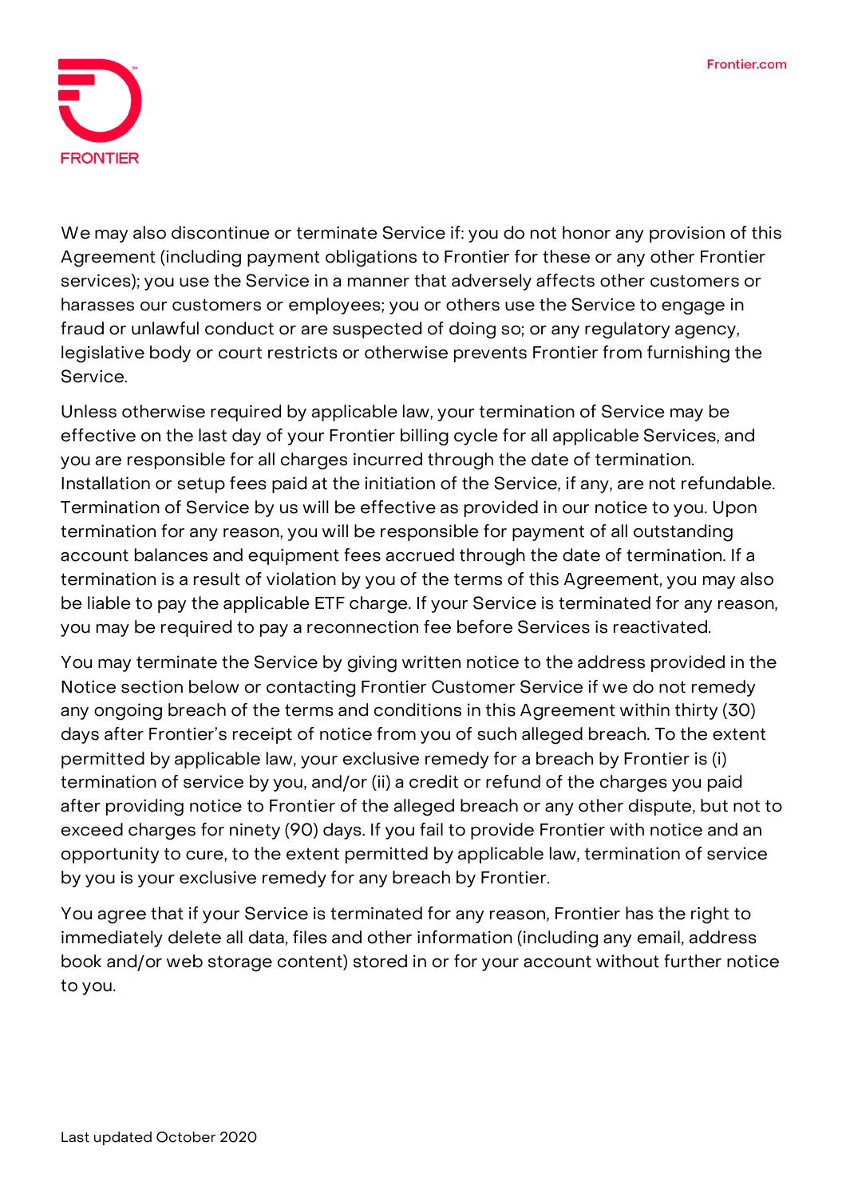We may also discontinue or terminate Service if: you do not honor any provision of this Agreement (including payment obligations to Frontier for these or any other Frontier services); you use the Service in a manner that adversely affects other customers or harasses our customers or employees; you or others use the Service to engage in fraud or unlawful conduct or are suspected of doing so; or any regulatory agency, legislative body or court restricts or otherwise prevents Frontier from furnishing the Service.

Unless otherwise required by applicable law, your termination of Service may be effective on the last day of your Frontier billing cycle for all applicable Services, and you are responsible for all charges incurred through the date of termination. Installation or setup fees paid at the initiation of the Service, if any, are not refundable. Termination of Service by us will be effective as provided in our notice to you. Upon termination for any reason, you will be responsible for payment of all outstanding account balances and equipment fees accrued through the date of termination. If a termination is a result of violation by you of the terms of this Agreement, you may also be liable to pay the applicable ETF charge. If your Service is terminated for any reason, you may be required to pay a reconnection fee before Services is reactivated.

You may terminate the Service by giving written notice to the address provided in the Notice section below or contacting Frontier Customer Service if we do not remedy any ongoing breach of the terms and conditions in this Agreement within thirty (30) days after Frontier's receipt of notice from you of such alleged breach. To the extent permitted by applicable law, your exclusive remedy for a breach by Frontier is (i) termination of service by you, and/or (ii) a credit or refund of the charges you paid after providing notice to Frontier of the alleged breach or any other dispute, but not to exceed charges for ninety (90) days. If you fail to provide Frontier with notice and an opportunity to cure, to the extent permitted by applicable law, termination of service by you is your exclusive remedy for any breach by Frontier.

You agree that if your Service is terminated for any reason, Frontier has the right to immediately delete all data, files and other information (including any email, address book and/or web storage content) stored in or for your account without further notice to you.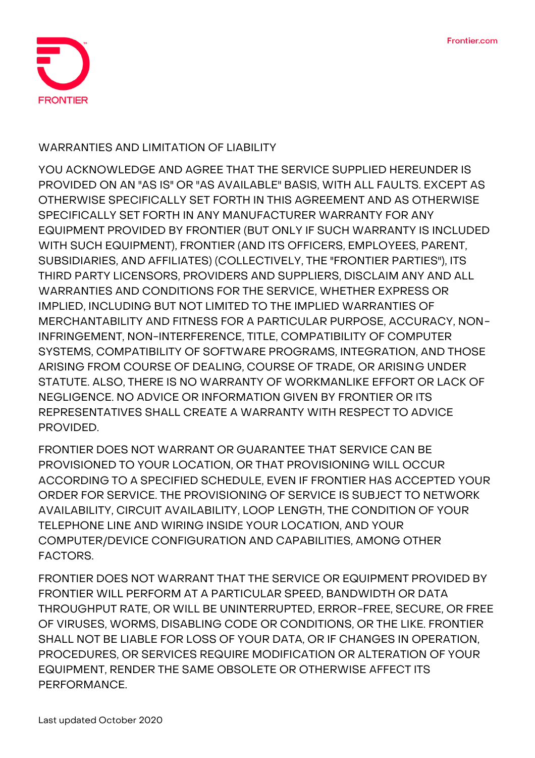## WARRANTIES AND LIMITATION OF LIABILITY

YOU ACKNOWLEDGE AND AGREE THAT THE SERVICE SUPPLIED HEREUNDER IS PROVIDED ON AN "AS IS" OR "AS AVAILABLE" BASIS, WITH ALL FAULTS. EXCEPT AS OTHERWISE SPECIFICALLY SET FORTH IN THIS AGREEMENT AND AS OTHERWISE SPECIFICALLY SET FORTH IN ANY MANUFACTURER WARRANTY FOR ANY EQUIPMENT PROVIDED BY FRONTIER (BUT ONLY IF SUCH WARRANTY IS INCLUDED WITH SUCH EQUIPMENT), FRONTIER (AND ITS OFFICERS, EMPLOYEES, PARENT, SUBSIDIARIES, AND AFFILIATES) (COLLECTIVELY, THE "FRONTIER PARTIES"), ITS THIRD PARTY LICENSORS, PROVIDERS AND SUPPLIERS, DISCLAIM ANY AND ALL WARRANTIES AND CONDITIONS FOR THE SERVICE, WHETHER EXPRESS OR IMPLIED, INCLUDING BUT NOT LIMITED TO THE IMPLIED WARRANTIES OF MERCHANTABILITY AND FITNESS FOR A PARTICULAR PURPOSE, ACCURACY, NON-INFRINGEMENT, NON-INTERFERENCE, TITLE, COMPATIBILITY OF COMPUTER SYSTEMS, COMPATIBILITY OF SOFTWARE PROGRAMS, INTEGRATION, AND THOSE ARISING FROM COURSE OF DEALING, COURSE OF TRADE, OR ARISING UNDER STATUTE. ALSO, THERE IS NO WARRANTY OF WORKMANLIKE EFFORT OR LACK OF NEGLIGENCE. NO ADVICE OR INFORMATION GIVEN BY FRONTIER OR ITS REPRESENTATIVES SHALL CREATE A WARRANTY WITH RESPECT TO ADVICE PROVIDED.

FRONTIER DOES NOT WARRANT OR GUARANTEE THAT SERVICE CAN BE PROVISIONED TO YOUR LOCATION, OR THAT PROVISIONING WILL OCCUR ACCORDING TO A SPECIFIED SCHEDULE, EVEN IF FRONTIER HAS ACCEPTED YOUR ORDER FOR SERVICE. THE PROVISIONING OF SERVICE IS SUBJECT TO NETWORK AVAILABILITY, CIRCUIT AVAILABILITY, LOOP LENGTH, THE CONDITION OF YOUR TELEPHONE LINE AND WIRING INSIDE YOUR LOCATION, AND YOUR COMPUTER/DEVICE CONFIGURATION AND CAPABILITIES, AMONG OTHER FACTORS.

FRONTIER DOES NOT WARRANT THAT THE SERVICE OR EQUIPMENT PROVIDED BY FRONTIER WILL PERFORM AT A PARTICULAR SPEED, BANDWIDTH OR DATA THROUGHPUT RATE, OR WILL BE UNINTERRUPTED, ERROR-FREE, SECURE, OR FREE OF VIRUSES, WORMS, DISABLING CODE OR CONDITIONS, OR THE LIKE. FRONTIER SHALL NOT BE LIABLE FOR LOSS OF YOUR DATA, OR IF CHANGES IN OPERATION, PROCEDURES, OR SERVICES REQUIRE MODIFICATION OR ALTERATION OF YOUR EQUIPMENT, RENDER THE SAME OBSOLETE OR OTHERWISE AFFECT ITS PERFORMANCE.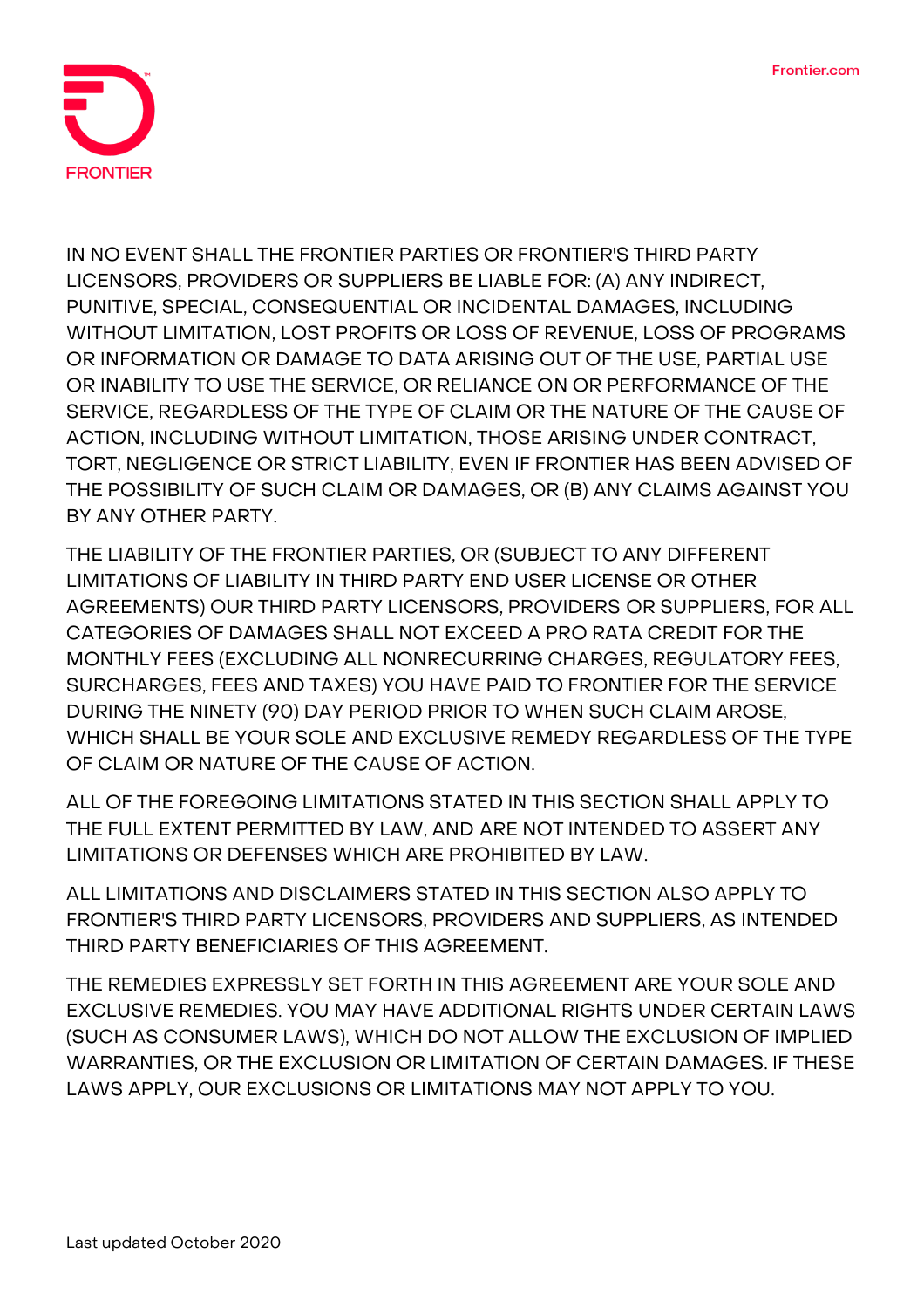IN NO EVENT SHALL THE FRONTIER PARTIES OR FRONTIER'S THIRD PARTY LICENSORS, PROVIDERS OR SUPPLIERS BE LIABLE FOR: (A) ANY INDIRECT, PUNITIVE, SPECIAL, CONSEQUENTIAL OR INCIDENTAL DAMAGES, INCLUDING WITHOUT LIMITATION, LOST PROFITS OR LOSS OF REVENUE, LOSS OF PROGRAMS OR INFORMATION OR DAMAGE TO DATA ARISING OUT OF THE USE, PARTIAL USE OR INABILITY TO USE THE SERVICE, OR RELIANCE ON OR PERFORMANCE OF THE SERVICE, REGARDLESS OF THE TYPE OF CLAIM OR THE NATURE OF THE CAUSE OF ACTION, INCLUDING WITHOUT LIMITATION, THOSE ARISING UNDER CONTRACT, TORT, NEGLIGENCE OR STRICT LIABILITY, EVEN IF FRONTIER HAS BEEN ADVISED OF THE POSSIBILITY OF SUCH CLAIM OR DAMAGES, OR (B) ANY CLAIMS AGAINST YOU BY ANY OTHER PARTY.

THE LIABILITY OF THE FRONTIER PARTIES, OR (SUBJECT TO ANY DIFFERENT LIMITATIONS OF LIABILITY IN THIRD PARTY END USER LICENSE OR OTHER AGREEMENTS) OUR THIRD PARTY LICENSORS, PROVIDERS OR SUPPLIERS, FOR ALL CATEGORIES OF DAMAGES SHALL NOT EXCEED A PRO RATA CREDIT FOR THE MONTHLY FEES (EXCLUDING ALL NONRECURRING CHARGES, REGULATORY FEES, SURCHARGES, FEES AND TAXES) YOU HAVE PAID TO FRONTIER FOR THE SERVICE DURING THE NINETY (90) DAY PERIOD PRIOR TO WHEN SUCH CLAIM AROSE, WHICH SHALL BE YOUR SOLE AND EXCLUSIVE REMEDY REGARDLESS OF THE TYPE OF CLAIM OR NATURE OF THE CAUSE OF ACTION.

ALL OF THE FOREGOING LIMITATIONS STATED IN THIS SECTION SHALL APPLY TO THE FULL EXTENT PERMITTED BY LAW, AND ARE NOT INTENDED TO ASSERT ANY LIMITATIONS OR DEFENSES WHICH ARE PROHIBITED BY LAW.

ALL LIMITATIONS AND DISCLAIMERS STATED IN THIS SECTION ALSO APPLY TO FRONTIER'S THIRD PARTY LICENSORS, PROVIDERS AND SUPPLIERS, AS INTENDED THIRD PARTY BENEFICIARIES OF THIS AGREEMENT.

THE REMEDIES EXPRESSLY SET FORTH IN THIS AGREEMENT ARE YOUR SOLE AND EXCLUSIVE REMEDIES. YOU MAY HAVE ADDITIONAL RIGHTS UNDER CERTAIN LAWS (SUCH AS CONSUMER LAWS), WHICH DO NOT ALLOW THE EXCLUSION OF IMPLIED WARRANTIES, OR THE EXCLUSION OR LIMITATION OF CERTAIN DAMAGES. IF THESE LAWS APPLY, OUR EXCLUSIONS OR LIMITATIONS MAY NOT APPLY TO YOU.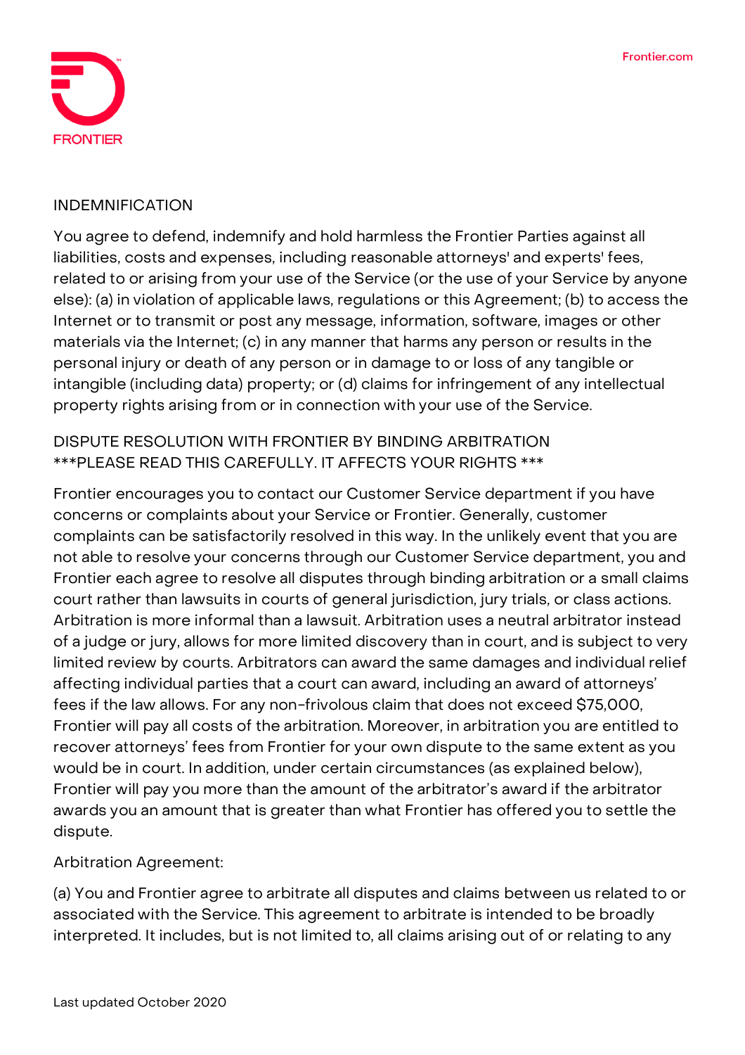## INDEMNIFICATION

You agree to defend, indemnify and hold harmless the Frontier Parties against all liabilities, costs and expenses, including reasonable attorneys' and experts' fees, related to or arising from your use of the Service (or the use of your Service by anyone else): (a) in violation of applicable laws, regulations or this Agreement; (b) to access the Internet or to transmit or post any message, information, software, images or other materials via the Internet; (c) in any manner that harms any person or results in the personal injury or death of any person or in damage to or loss of any tangible or intangible (including data) property; or (d) claims for infringement of any intellectual property rights arising from or in connection with your use of the Service.

## DISPUTE RESOLUTION WITH FRONTIER BY BINDING ARBITRATION ***PLEASE READ THIS CAREFULLY. IT AFFECTS YOUR RIGHTS ***

Frontier encourages you to contact our Customer Service department if you have concerns or complaints about your Service or Frontier. Generally, customer complaints can be satisfactorily resolved in this way. In the unlikely event that you are not able to resolve your concerns through our Customer Service department, you and Frontier each agree to resolve all disputes through binding arbitration or a small claims court rather than lawsuits in courts of general jurisdiction, jury trials, or class actions. Arbitration is more informal than a lawsuit. Arbitration uses a neutral arbitrator instead of a judge or jury, allows for more limited discovery than in court, and is subject to very limited review by courts. Arbitrators can award the same damages and individual relief affecting individual parties that a court can award, including an award of attorneys' fees if the law allows. For any non-frivolous claim that does not exceed $75,000, Frontier will pay all costs of the arbitration. Moreover, in arbitration you are entitled to recover attorneys' fees from Frontier for your own dispute to the same extent as you would be in court. In addition, under certain circumstances (as explained below), Frontier will pay you more than the amount of the arbitrator's award if the arbitrator awards you an amount that is greater than what Frontier has offered you to settle the dispute.

Arbitration Agreement:

(a) You and Frontier agree to arbitrate all disputes and claims between us related to or associated with the Service. This agreement to arbitrate is intended to be broadly interpreted. It includes, but is not limited to, all claims arising out of or relating to any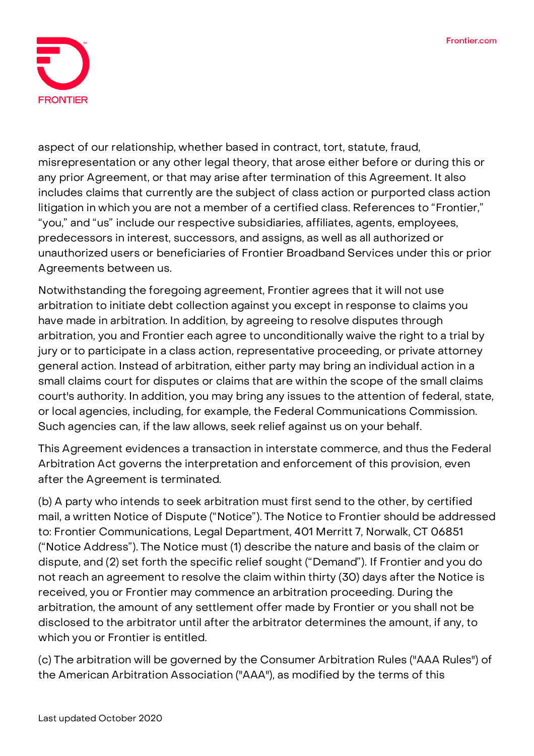aspect of our relationship, whether based in contract, tort, statute, fraud, misrepresentation or any other legal theory, that arose either before or during this or any prior Agreement, or that may arise after termination of this Agreement. It also includes claims that currently are the subject of class action or purported class action litigation in which you are not a member of a certified class. References to "Frontier," "you," and "us" include our respective subsidiaries, affiliates, agents, employees, predecessors in interest, successors, and assigns, as well as all authorized or unauthorized users or beneficiaries of Frontier Broadband Services under this or prior Agreements between us.

Notwithstanding the foregoing agreement, Frontier agrees that it will not use arbitration to initiate debt collection against you except in response to claims you have made in arbitration. In addition, by agreeing to resolve disputes through arbitration, you and Frontier each agree to unconditionally waive the right to a trial by jury or to participate in a class action, representative proceeding, or private attorney general action. Instead of arbitration, either party may bring an individual action in a small claims court for disputes or claims that are within the scope of the small claims court's authority. In addition, you may bring any issues to the attention of federal, state, or local agencies, including, for example, the Federal Communications Commission. Such agencies can, if the law allows, seek relief against us on your behalf.

This Agreement evidences a transaction in interstate commerce, and thus the Federal Arbitration Act governs the interpretation and enforcement of this provision, even after the Agreement is terminated.

(b) A party who intends to seek arbitration must first send to the other, by certified mail, a written Notice of Dispute ("Notice"). The Notice to Frontier should be addressed to: Frontier Communications, Legal Department, 401 Merritt 7, Norwalk, CT 06851 ("Notice Address"). The Notice must (1) describe the nature and basis of the claim or dispute, and (2) set forth the specific relief sought ("Demand"). If Frontier and you do not reach an agreement to resolve the claim within thirty (30) days after the Notice is received, you or Frontier may commence an arbitration proceeding. During the arbitration, the amount of any settlement offer made by Frontier or you shall not be disclosed to the arbitrator until after the arbitrator determines the amount, if any, to which you or Frontier is entitled.

(c) The arbitration will be governed by the Consumer Arbitration Rules ("AAA Rules") of the American Arbitration Association ("AAA"), as modified by the terms of this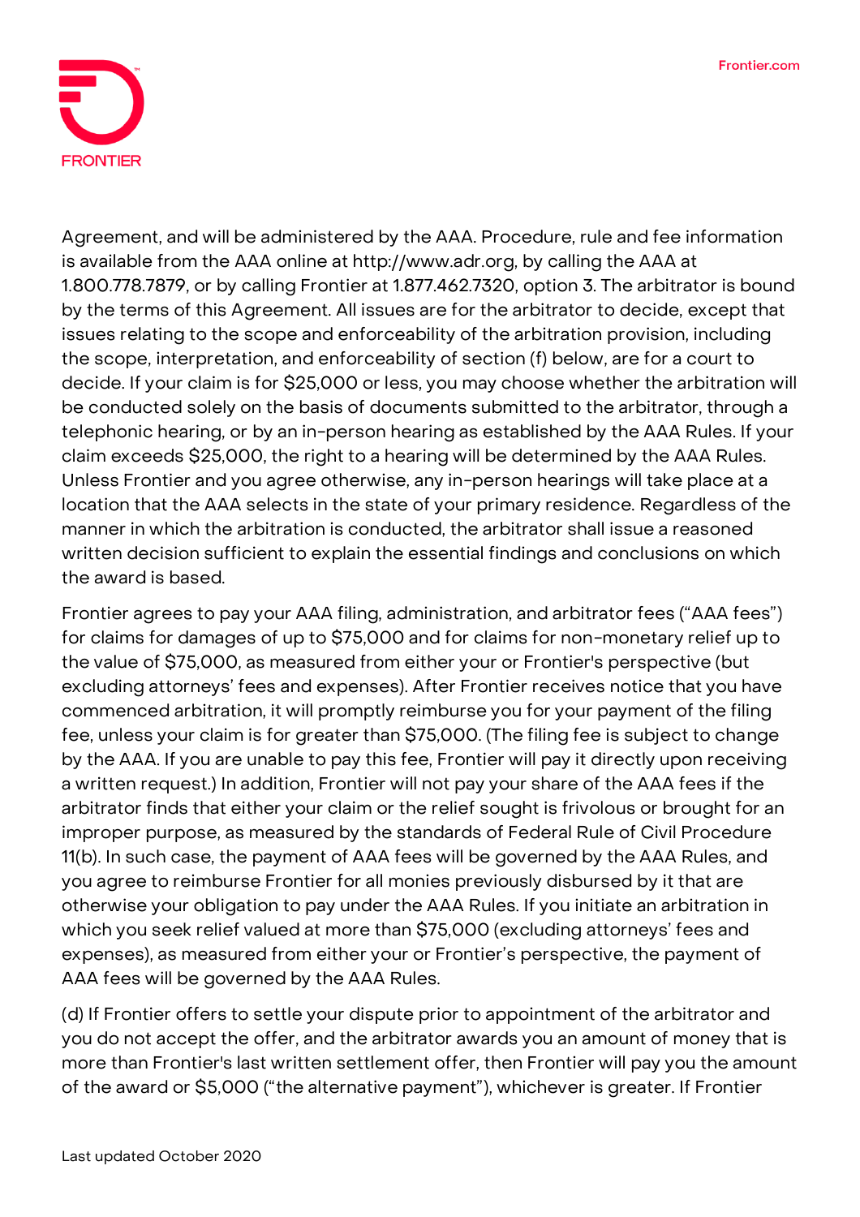Agreement, and will be administered by the AAA. Procedure, rule and fee information is available from the AAA online at http://www.adr.org, by calling the AAA at 1.800.778.7879, or by calling Frontier at 1.877.462.7320, option 3. The arbitrator is bound by the terms of this Agreement. All issues are for the arbitrator to decide, except that issues relating to the scope and enforceability of the arbitration provision, including the scope, interpretation, and enforceability of section (f) below, are for a court to decide. If your claim is for $25,000 or less, you may choose whether the arbitration will be conducted solely on the basis of documents submitted to the arbitrator, through a telephonic hearing, or by an in-person hearing as established by the AAA Rules. If your claim exceeds $25,000, the right to a hearing will be determined by the AAA Rules. Unless Frontier and you agree otherwise, any in-person hearings will take place at a location that the AAA selects in the state of your primary residence. Regardless of the manner in which the arbitration is conducted, the arbitrator shall issue a reasoned written decision sufficient to explain the essential findings and conclusions on which the award is based.

Frontier agrees to pay your AAA filing, administration, and arbitrator fees ("AAA fees") for claims for damages of up to $75,000 and for claims for non-monetary relief up to the value of $75,000, as measured from either your or Frontier's perspective (but excluding attorneys' fees and expenses). After Frontier receives notice that you have commenced arbitration, it will promptly reimburse you for your payment of the filing fee, unless your claim is for greater than $75,000. (The filing fee is subject to change by the AAA. If you are unable to pay this fee, Frontier will pay it directly upon receiving a written request.) In addition, Frontier will not pay your share of the AAA fees if the arbitrator finds that either your claim or the relief sought is frivolous or brought for an improper purpose, as measured by the standards of Federal Rule of Civil Procedure 11(b). In such case, the payment of AAA fees will be governed by the AAA Rules, and you agree to reimburse Frontier for all monies previously disbursed by it that are otherwise your obligation to pay under the AAA Rules. If you initiate an arbitration in which you seek relief valued at more than $75,000 (excluding attorneys' fees and expenses), as measured from either your or Frontier's perspective, the payment of AAA fees will be governed by the AAA Rules.

(d) If Frontier offers to settle your dispute prior to appointment of the arbitrator and you do not accept the offer, and the arbitrator awards you an amount of money that is more than Frontier's last written settlement offer, then Frontier will pay you the amount of the award or $5,000 ("the alternative payment"), whichever is greater. If Frontier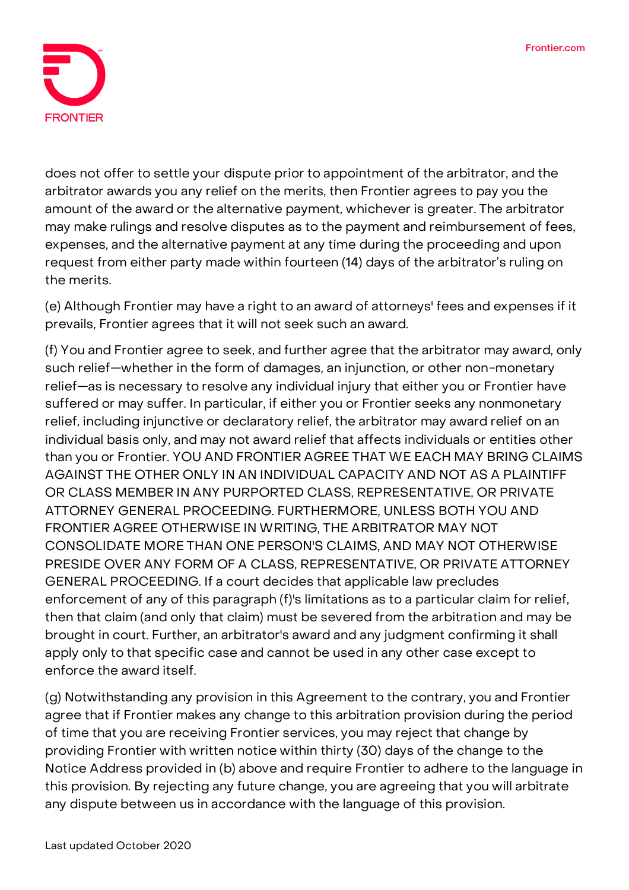does not offer to settle your dispute prior to appointment of the arbitrator, and the arbitrator awards you any relief on the merits, then Frontier agrees to pay you the amount of the award or the alternative payment, whichever is greater. The arbitrator may make rulings and resolve disputes as to the payment and reimbursement of fees, expenses, and the alternative payment at any time during the proceeding and upon request from either party made within fourteen (14) days of the arbitrator's ruling on the merits.

(e) Although Frontier may have a right to an award of attorneys' fees and expenses if it prevails, Frontier agrees that it will not seek such an award.

(f) You and Frontier agree to seek, and further agree that the arbitrator may award, only such relief—whether in the form of damages, an injunction, or other non-monetary relief—as is necessary to resolve any individual injury that either you or Frontier have suffered or may suffer. In particular, if either you or Frontier seeks any nonmonetary relief, including injunctive or declaratory relief, the arbitrator may award relief on an individual basis only, and may not award relief that affects individuals or entities other than you or Frontier. YOU AND FRONTIER AGREE THAT WE EACH MAY BRING CLAIMS AGAINST THE OTHER ONLY IN AN INDIVIDUAL CAPACITY AND NOT AS A PLAINTIFF OR CLASS MEMBER IN ANY PURPORTED CLASS, REPRESENTATIVE, OR PRIVATE ATTORNEY GENERAL PROCEEDING. FURTHERMORE, UNLESS BOTH YOU AND FRONTIER AGREE OTHERWISE IN WRITING, THE ARBITRATOR MAY NOT CONSOLIDATE MORE THAN ONE PERSON'S CLAIMS, AND MAY NOT OTHERWISE PRESIDE OVER ANY FORM OF A CLASS, REPRESENTATIVE, OR PRIVATE ATTORNEY GENERAL PROCEEDING. If a court decides that applicable law precludes enforcement of any of this paragraph (f)'s limitations as to a particular claim for relief, then that claim (and only that claim) must be severed from the arbitration and may be brought in court. Further, an arbitrator's award and any judgment confirming it shall apply only to that specific case and cannot be used in any other case except to enforce the award itself.

(g) Notwithstanding any provision in this Agreement to the contrary, you and Frontier agree that if Frontier makes any change to this arbitration provision during the period of time that you are receiving Frontier services, you may reject that change by providing Frontier with written notice within thirty (30) days of the change to the Notice Address provided in (b) above and require Frontier to adhere to the language in this provision. By rejecting any future change, you are agreeing that you will arbitrate any dispute between us in accordance with the language of this provision.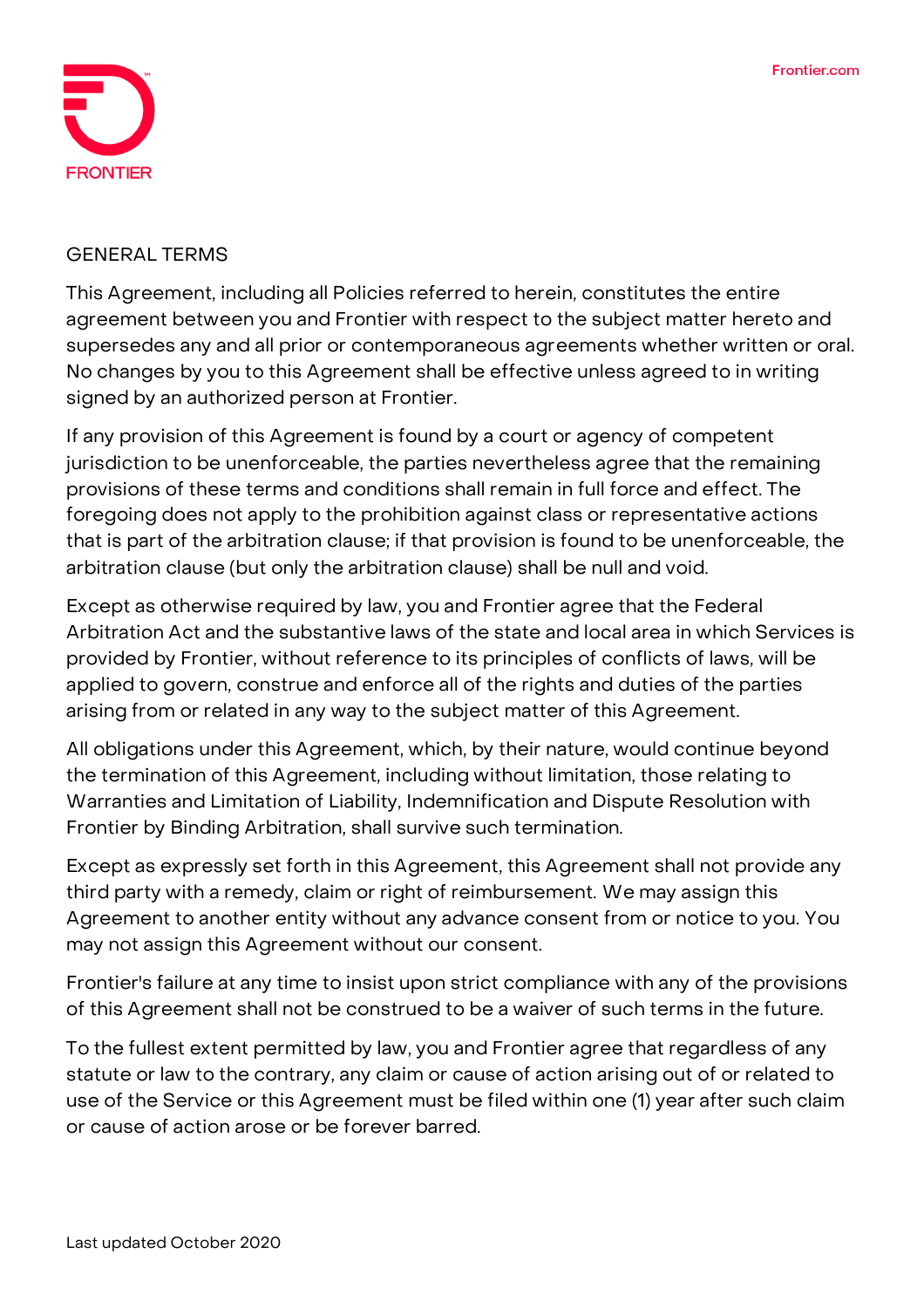## GENERAL TERMS

This Agreement, including all Policies referred to herein, constitutes the entire agreement between you and Frontier with respect to the subject matter hereto and supersedes any and all prior or contemporaneous agreements whether written or oral. No changes by you to this Agreement shall be effective unless agreed to in writing signed by an authorized person at Frontier.

If any provision of this Agreement is found by a court or agency of competent jurisdiction to be unenforceable, the parties nevertheless agree that the remaining provisions of these terms and conditions shall remain in full force and effect. The foregoing does not apply to the prohibition against class or representative actions that is part of the arbitration clause; if that provision is found to be unenforceable, the arbitration clause (but only the arbitration clause) shall be null and void.

Except as otherwise required by law, you and Frontier agree that the Federal Arbitration Act and the substantive laws of the state and local area in which Services is provided by Frontier, without reference to its principles of conflicts of laws, will be applied to govern, construe and enforce all of the rights and duties of the parties arising from or related in any way to the subject matter of this Agreement.

All obligations under this Agreement, which, by their nature, would continue beyond the termination of this Agreement, including without limitation, those relating to Warranties and Limitation of Liability, Indemnification and Dispute Resolution with Frontier by Binding Arbitration, shall survive such termination.

Except as expressly set forth in this Agreement, this Agreement shall not provide any third party with a remedy, claim or right of reimbursement. We may assign this Agreement to another entity without any advance consent from or notice to you. You may not assign this Agreement without our consent.

Frontier's failure at any time to insist upon strict compliance with any of the provisions of this Agreement shall not be construed to be a waiver of such terms in the future.

To the fullest extent permitted by law, you and Frontier agree that regardless of any statute or law to the contrary, any claim or cause of action arising out of or related to use of the Service or this Agreement must be filed within one (1) year after such claim or cause of action arose or be forever barred.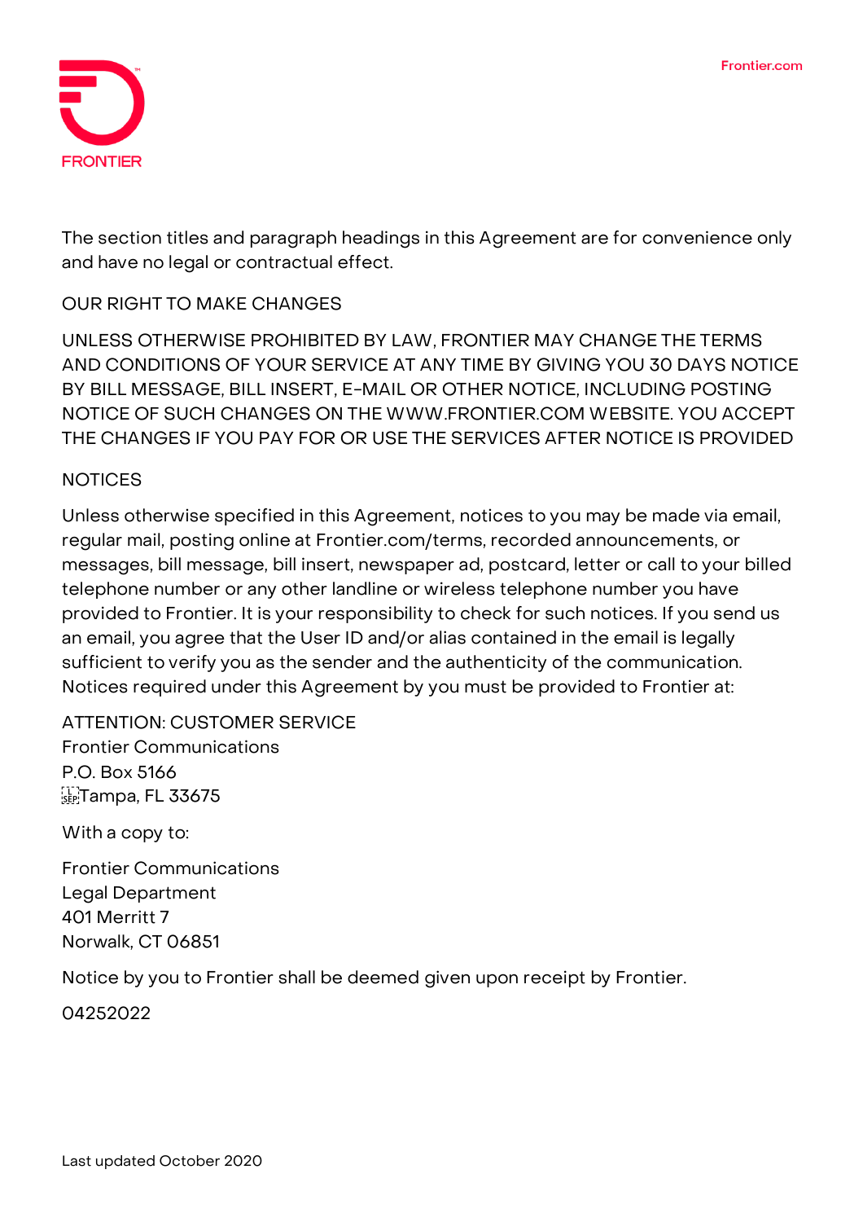The section titles and paragraph headings in this Agreement are for convenience only and have no legal or contractual effect.

## OUR RIGHT TO MAKE CHANGES

UNLESS OTHERWISE PROHIBITED BY LAW, FRONTIER MAY CHANGE THE TERMS AND CONDITIONS OF YOUR SERVICE AT ANY TIME BY GIVING YOU 30 DAYS NOTICE BY BILL MESSAGE, BILL INSERT, E-MAIL OR OTHER NOTICE, INCLUDING POSTING NOTICE OF SUCH CHANGES ON THE WWW.FRONTIER.COM WEBSITE. YOU ACCEPT THE CHANGES IF YOU PAY FOR OR USE THE SERVICES AFTER NOTICE IS PROVIDED

## NOTICES

Unless otherwise specified in this Agreement, notices to you may be made via email, regular mail, posting online at Frontier.com/terms, recorded announcements, or messages, bill message, bill insert, newspaper ad, postcard, letter or call to your billed telephone number or any other landline or wireless telephone number you have provided to Frontier. It is your responsibility to check for such notices. If you send us an email, you agree that the User ID and/or alias contained in the email is legally sufficient to verify you as the sender and the authenticity of the communication. Notices required under this Agreement by you must be provided to Frontier at:

ATTENTION: CUSTOMER SERVICE
Frontier Communications
P.O. Box 5166
Tampa, FL 33675

With a copy to:

Frontier Communications
Legal Department
401 Merritt 7
Norwalk, CT 06851

Notice by you to Frontier shall be deemed given upon receipt by Frontier.

04252022

Last updated October 2020